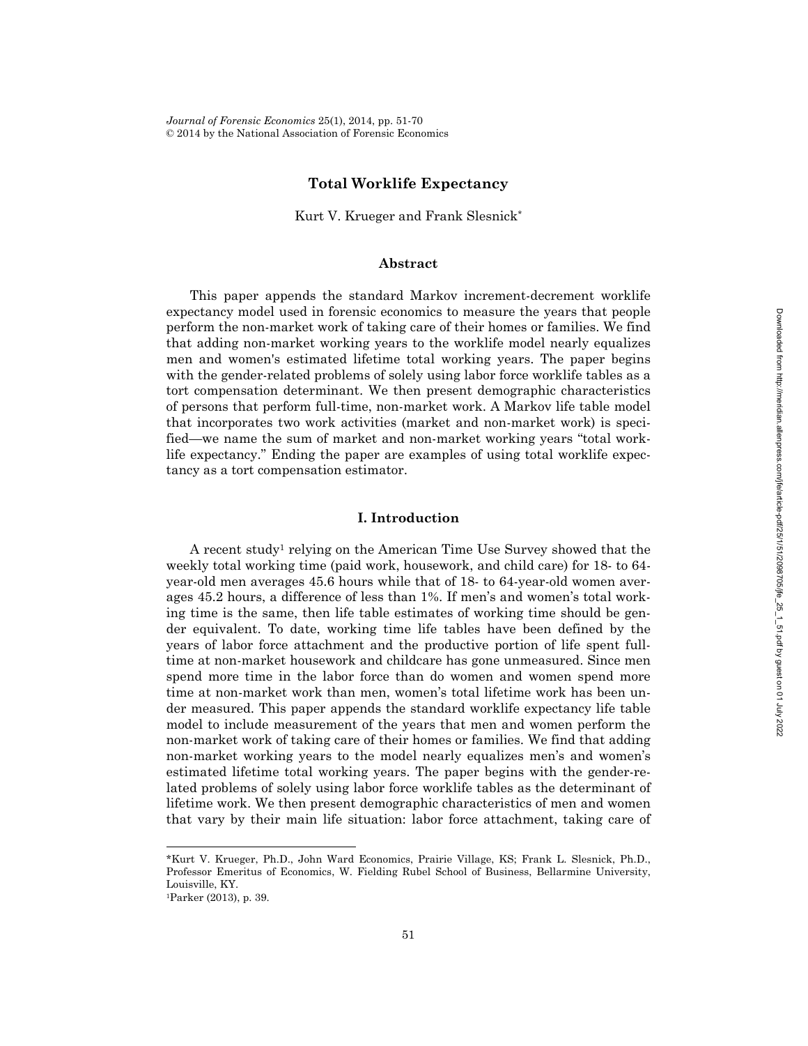# Total Worklife Expectancy

Kurt V. Krueger and Frank Slesnick*

## Abstract

This paper appends the standard Markov increment-decrement worklife expectancy model used in forensic economics to measure the years that people perform the non-market work of taking care of their homes or families. We find that adding non-market working years to the worklife model nearly equalizes men and women's estimated lifetime total working years. The paper begins with the gender-related problems of solely using labor force worklife tables as a tort compensation determinant. We then present demographic characteristics of persons that perform full-time, non-market work. A Markov life table model that incorporates two work activities (market and non-market work) is specified—we name the sum of market and non-market working years "total worklife expectancy." Ending the paper are examples of using total worklife expectancy as a tort compensation estimator.

## I. Introduction

A recent study[1] relying on the American Time Use Survey showed that the weekly total working time (paid work, housework, and child care) for 18- to 64-year-old men averages 45.6 hours while that of 18- to 64-year-old women averages 45.2 hours, a difference of less than 1%. If men's and women's total working time is the same, then life table estimates of working time should be gender equivalent. To date, working time life tables have been defined by the years of labor force attachment and the productive portion of life spent full-time at non-market housework and childcare has gone unmeasured. Since men spend more time in the labor force than do women and women spend more time at non-market work than men, women's total lifetime work has been under measured. This paper appends the standard worklife expectancy life table model to include measurement of the years that men and women perform the non-market work of taking care of their homes or families. We find that adding non-market working years to the model nearly equalizes men's and women's estimated lifetime total working years. The paper begins with the gender-related problems of solely using labor force worklife tables as the determinant of lifetime work. We then present demographic characteristics of men and women that vary by their main life situation: labor force attachment, taking care of

---

*Kurt V. Krueger, Ph.D., John Ward Economics, Prairie Village, KS; Frank L. Slesnick, Ph.D., Professor Emeritus of Economics, W. Fielding Rubel School of Business, Bellarmine University, Louisville, KY.

[1]Parker (2013), p. 39.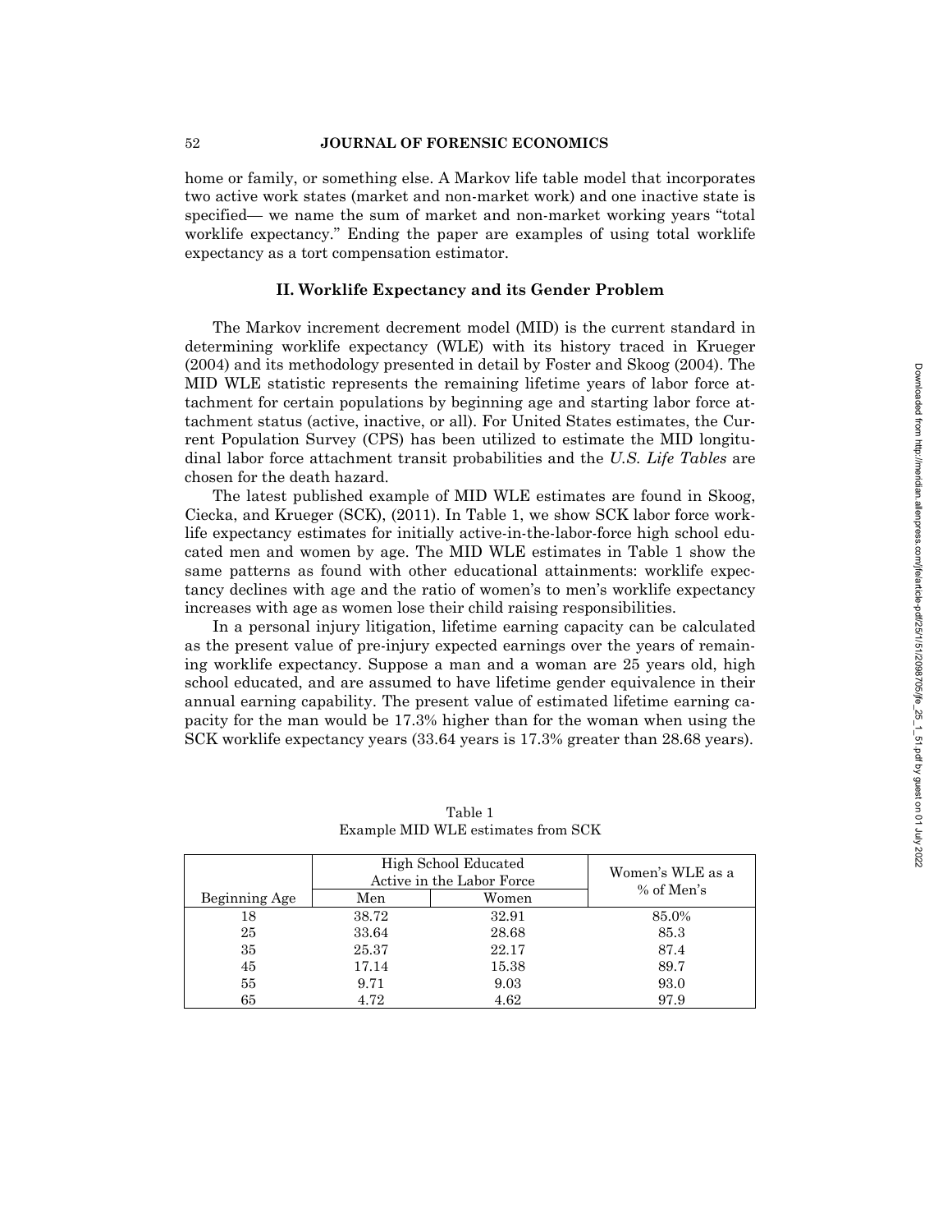home or family, or something else. A Markov life table model that incorporates two active work states (market and non-market work) and one inactive state is specified— we name the sum of market and non-market working years "total worklife expectancy." Ending the paper are examples of using total worklife expectancy as a tort compensation estimator.

## II. Worklife Expectancy and its Gender Problem

The Markov increment decrement model (MID) is the current standard in determining worklife expectancy (WLE) with its history traced in Krueger (2004) and its methodology presented in detail by Foster and Skoog (2004). The MID WLE statistic represents the remaining lifetime years of labor force attachment for certain populations by beginning age and starting labor force attachment status (active, inactive, or all). For United States estimates, the Current Population Survey (CPS) has been utilized to estimate the MID longitudinal labor force attachment transit probabilities and the *U.S. Life Tables* are chosen for the death hazard.

The latest published example of MID WLE estimates are found in Skoog, Ciecka, and Krueger (SCK), (2011). In Table 1, we show SCK labor force worklife expectancy estimates for initially active-in-the-labor-force high school educated men and women by age. The MID WLE estimates in Table 1 show the same patterns as found with other educational attainments: worklife expectancy declines with age and the ratio of women's to men's worklife expectancy increases with age as women lose their child raising responsibilities.

In a personal injury litigation, lifetime earning capacity can be calculated as the present value of pre-injury expected earnings over the years of remaining worklife expectancy. Suppose a man and a woman are 25 years old, high school educated, and are assumed to have lifetime gender equivalence in their annual earning capability. The present value of estimated lifetime earning capacity for the man would be 17.3% higher than for the woman when using the SCK worklife expectancy years (33.64 years is 17.3% greater than 28.68 years).

Table 1
Example MID WLE estimates from SCK

| | High School Educated Active in the Labor Force | | Women's WLE as a % of Men's |
|---|---|---|---|
| Beginning Age | Men | Women | |
| 18 | 38.72 | 32.91 | 85.0% |
| 25 | 33.64 | 28.68 | 85.3 |
| 35 | 25.37 | 22.17 | 87.4 |
| 45 | 17.14 | 15.38 | 89.7 |
| 55 | 9.71 | 9.03 | 93.0 |
| 65 | 4.72 | 4.62 | 97.9 |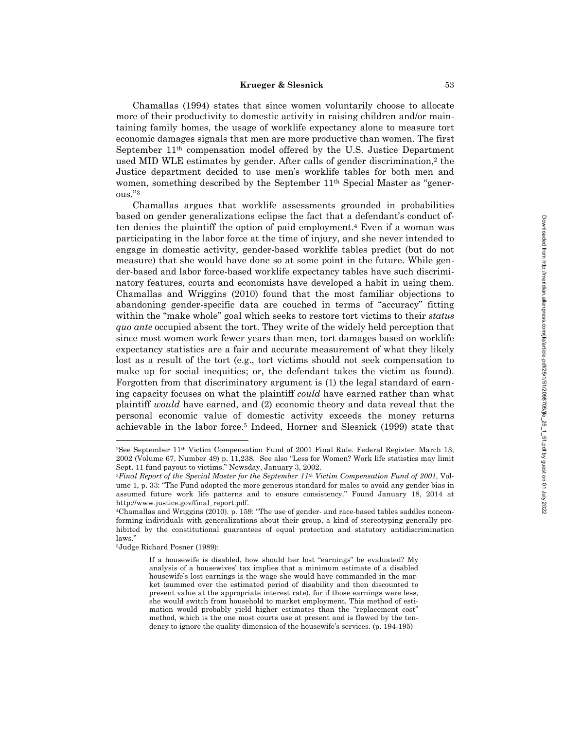Chamallas (1994) states that since women voluntarily choose to allocate more of their productivity to domestic activity in raising children and/or maintaining family homes, the usage of worklife expectancy alone to measure tort economic damages signals that men are more productive than women. The first September 11th compensation model offered by the U.S. Justice Department used MID WLE estimates by gender. After calls of gender discrimination,[2] the Justice department decided to use men's worklife tables for both men and women, something described by the September 11th Special Master as "generous."[3]

Chamallas argues that worklife assessments grounded in probabilities based on gender generalizations eclipse the fact that a defendant's conduct often denies the plaintiff the option of paid employment.[4] Even if a woman was participating in the labor force at the time of injury, and she never intended to engage in domestic activity, gender-based worklife tables predict (but do not measure) that she would have done so at some point in the future. While gender-based and labor force-based worklife expectancy tables have such discriminatory features, courts and economists have developed a habit in using them. Chamallas and Wriggins (2010) found that the most familiar objections to abandoning gender-specific data are couched in terms of "accuracy" fitting within the "make whole" goal which seeks to restore tort victims to their *status quo ante* occupied absent the tort. They write of the widely held perception that since most women work fewer years than men, tort damages based on worklife expectancy statistics are a fair and accurate measurement of what they likely lost as a result of the tort (e.g., tort victims should not seek compensation to make up for social inequities; or, the defendant takes the victim as found). Forgotten from that discriminatory argument is (1) the legal standard of earning capacity focuses on what the plaintiff *could* have earned rather than what plaintiff *would* have earned, and (2) economic theory and data reveal that the personal economic value of domestic activity exceeds the money returns achievable in the labor force.[5] Indeed, Horner and Slesnick (1999) state that

---

[2]See September 11th Victim Compensation Fund of 2001 Final Rule. Federal Register: March 13, 2002 (Volume 67, Number 49) p. 11,238. See also "Less for Women? Work life statistics may limit Sept. 11 fund payout to victims." Newsday, January 3, 2002.

[3]*Final Report of the Special Master for the September 11th Victim Compensation Fund of 2001*, Volume 1, p. 33: "The Fund adopted the more generous standard for males to avoid any gender bias in assumed future work life patterns and to ensure consistency." Found January 18, 2014 at http://www.justice.gov/final_report.pdf.

[4]Chamallas and Wriggins (2010). p. 159: "The use of gender- and race-based tables saddles nonconforming individuals with generalizations about their group, a kind of stereotyping generally prohibited by the constitutional guarantees of equal protection and statutory antidiscrimination laws."

[5]Judge Richard Posner (1989):

> If a housewife is disabled, how should her lost "earnings" be evaluated? My analysis of a housewives' tax implies that a minimum estimate of a disabled housewife's lost earnings is the wage she would have commanded in the market (summed over the estimated period of disability and then discounted to present value at the appropriate interest rate), for if those earnings were less, she would switch from household to market employment. This method of estimation would probably yield higher estimates than the "replacement cost" method, which is the one most courts use at present and is flawed by the tendency to ignore the quality dimension of the housewife's services. (p. 194-195)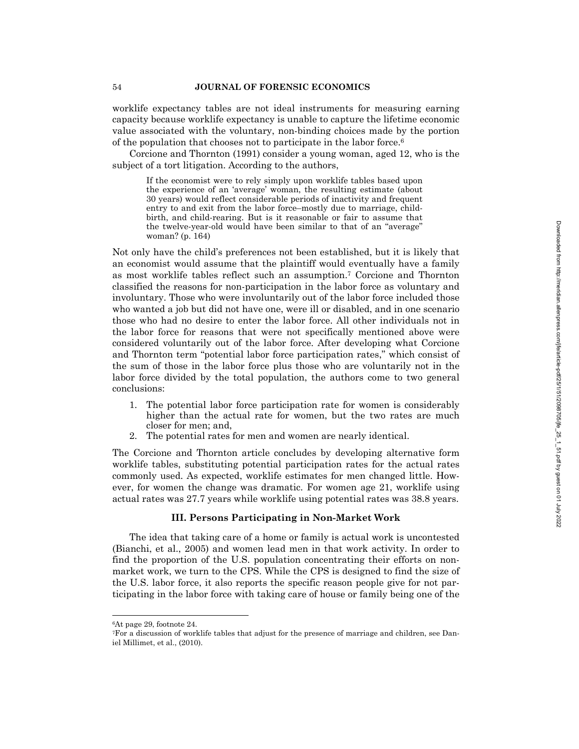worklife expectancy tables are not ideal instruments for measuring earning capacity because worklife expectancy is unable to capture the lifetime economic value associated with the voluntary, non-binding choices made by the portion of the population that chooses not to participate in the labor force.[6]

Corcione and Thornton (1991) consider a young woman, aged 12, who is the subject of a tort litigation. According to the authors,

> If the economist were to rely simply upon worklife tables based upon the experience of an 'average' woman, the resulting estimate (about 30 years) would reflect considerable periods of inactivity and frequent entry to and exit from the labor force–mostly due to marriage, childbirth, and child-rearing. But is it reasonable or fair to assume that the twelve-year-old would have been similar to that of an "average" woman? (p. 164)

Not only have the child's preferences not been established, but it is likely that an economist would assume that the plaintiff would eventually have a family as most worklife tables reflect such an assumption.[7] Corcione and Thornton classified the reasons for non-participation in the labor force as voluntary and involuntary. Those who were involuntarily out of the labor force included those who wanted a job but did not have one, were ill or disabled, and in one scenario those who had no desire to enter the labor force. All other individuals not in the labor force for reasons that were not specifically mentioned above were considered voluntarily out of the labor force. After developing what Corcione and Thornton term "potential labor force participation rates," which consist of the sum of those in the labor force plus those who are voluntarily not in the labor force divided by the total population, the authors come to two general conclusions:

1. The potential labor force participation rate for women is considerably higher than the actual rate for women, but the two rates are much closer for men; and,
2. The potential rates for men and women are nearly identical.

The Corcione and Thornton article concludes by developing alternative form worklife tables, substituting potential participation rates for the actual rates commonly used. As expected, worklife estimates for men changed little. However, for women the change was dramatic. For women age 21, worklife using actual rates was 27.7 years while worklife using potential rates was 38.8 years.

## III. Persons Participating in Non-Market Work

The idea that taking care of a home or family is actual work is uncontested (Bianchi, et al., 2005) and women lead men in that work activity. In order to find the proportion of the U.S. population concentrating their efforts on non-market work, we turn to the CPS. While the CPS is designed to find the size of the U.S. labor force, it also reports the specific reason people give for not participating in the labor force with taking care of house or family being one of the

---

[6]At page 29, footnote 24.

[7]For a discussion of worklife tables that adjust for the presence of marriage and children, see Daniel Millimet, et al., (2010).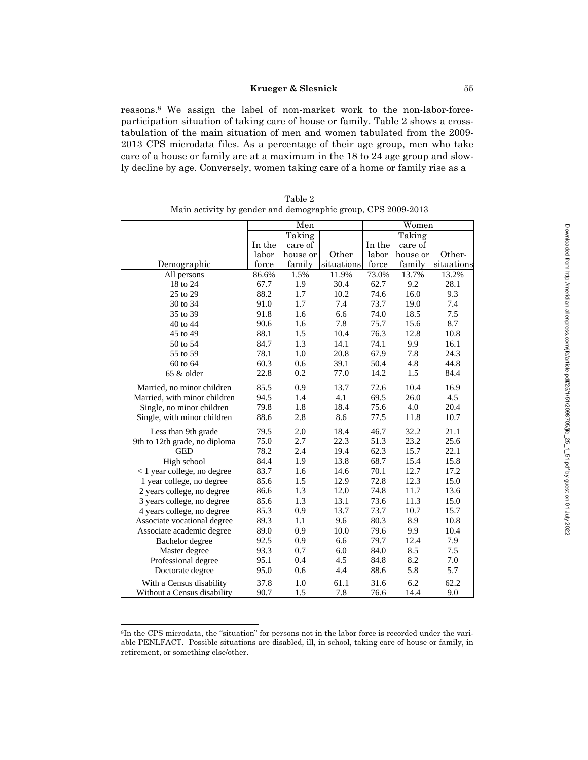reasons.[8] We assign the label of non-market work to the non-labor-force-participation situation of taking care of house or family. Table 2 shows a cross-tabulation of the main situation of men and women tabulated from the 2009-2013 CPS microdata files. As a percentage of their age group, men who take care of a house or family are at a maximum in the 18 to 24 age group and slowly decline by age. Conversely, women taking care of a home or family rise as a

Table 2
Main activity by gender and demographic group, CPS 2009-2013

| | Men | | | Women | | |
|---|---|---|---|---|---|---|
| Demographic | In the labor force | Taking care of house or family | Other situations | In the labor force | Taking care of house or family | Other-situations |
| All persons | 86.6% | 1.5% | 11.9% | 73.0% | 13.7% | 13.2% |
| 18 to 24 | 67.7 | 1.9 | 30.4 | 62.7 | 9.2 | 28.1 |
| 25 to 29 | 88.2 | 1.7 | 10.2 | 74.6 | 16.0 | 9.3 |
| 30 to 34 | 91.0 | 1.7 | 7.4 | 73.7 | 19.0 | 7.4 |
| 35 to 39 | 91.8 | 1.6 | 6.6 | 74.0 | 18.5 | 7.5 |
| 40 to 44 | 90.6 | 1.6 | 7.8 | 75.7 | 15.6 | 8.7 |
| 45 to 49 | 88.1 | 1.5 | 10.4 | 76.3 | 12.8 | 10.8 |
| 50 to 54 | 84.7 | 1.3 | 14.1 | 74.1 | 9.9 | 16.1 |
| 55 to 59 | 78.1 | 1.0 | 20.8 | 67.9 | 7.8 | 24.3 |
| 60 to 64 | 60.3 | 0.6 | 39.1 | 50.4 | 4.8 | 44.8 |
| 65 & older | 22.8 | 0.2 | 77.0 | 14.2 | 1.5 | 84.4 |
| Married, no minor children | 85.5 | 0.9 | 13.7 | 72.6 | 10.4 | 16.9 |
| Married, with minor children | 94.5 | 1.4 | 4.1 | 69.5 | 26.0 | 4.5 |
| Single, no minor children | 79.8 | 1.8 | 18.4 | 75.6 | 4.0 | 20.4 |
| Single, with minor children | 88.6 | 2.8 | 8.6 | 77.5 | 11.8 | 10.7 |
| Less than 9th grade | 79.5 | 2.0 | 18.4 | 46.7 | 32.2 | 21.1 |
| 9th to 12th grade, no diploma | 75.0 | 2.7 | 22.3 | 51.3 | 23.2 | 25.6 |
| GED | 78.2 | 2.4 | 19.4 | 62.3 | 15.7 | 22.1 |
| High school | 84.4 | 1.9 | 13.8 | 68.7 | 15.4 | 15.8 |
| < 1 year college, no degree | 83.7 | 1.6 | 14.6 | 70.1 | 12.7 | 17.2 |
| 1 year college, no degree | 85.6 | 1.5 | 12.9 | 72.8 | 12.3 | 15.0 |
| 2 years college, no degree | 86.6 | 1.3 | 12.0 | 74.8 | 11.7 | 13.6 |
| 3 years college, no degree | 85.6 | 1.3 | 13.1 | 73.6 | 11.3 | 15.0 |
| 4 years college, no degree | 85.3 | 0.9 | 13.7 | 73.7 | 10.7 | 15.7 |
| Associate vocational degree | 89.3 | 1.1 | 9.6 | 80.3 | 8.9 | 10.8 |
| Associate academic degree | 89.0 | 0.9 | 10.0 | 79.6 | 9.9 | 10.4 |
| Bachelor degree | 92.5 | 0.9 | 6.6 | 79.7 | 12.4 | 7.9 |
| Master degree | 93.3 | 0.7 | 6.0 | 84.0 | 8.5 | 7.5 |
| Professional degree | 95.1 | 0.4 | 4.5 | 84.8 | 8.2 | 7.0 |
| Doctorate degree | 95.0 | 0.6 | 4.4 | 88.6 | 5.8 | 5.7 |
| With a Census disability | 37.8 | 1.0 | 61.1 | 31.6 | 6.2 | 62.2 |
| Without a Census disability | 90.7 | 1.5 | 7.8 | 76.6 | 14.4 | 9.0 |

[8]In the CPS microdata, the "situation" for persons not in the labor force is recorded under the variable PENLFACT. Possible situations are disabled, ill, in school, taking care of house or family, in retirement, or something else/other.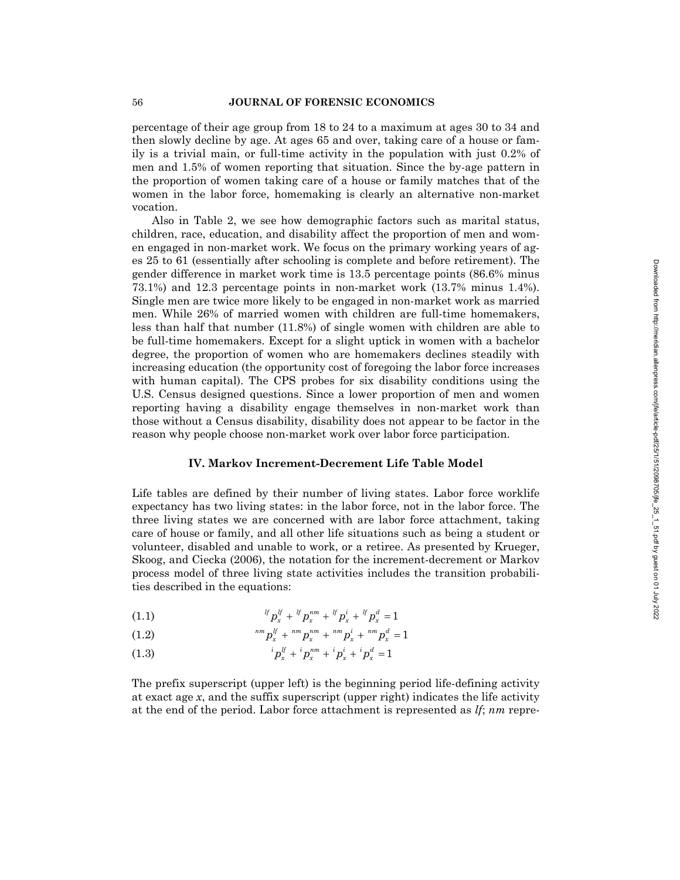percentage of their age group from 18 to 24 to a maximum at ages 30 to 34 and then slowly decline by age. At ages 65 and over, taking care of a house or family is a trivial main, or full-time activity in the population with just 0.2% of men and 1.5% of women reporting that situation. Since the by-age pattern in the proportion of women taking care of a house or family matches that of the women in the labor force, homemaking is clearly an alternative non-market vocation.

Also in Table 2, we see how demographic factors such as marital status, children, race, education, and disability affect the proportion of men and women engaged in non-market work. We focus on the primary working years of ages 25 to 61 (essentially after schooling is complete and before retirement). The gender difference in market work time is 13.5 percentage points (86.6% minus 73.1%) and 12.3 percentage points in non-market work (13.7% minus 1.4%). Single men are twice more likely to be engaged in non-market work as married men. While 26% of married women with children are full-time homemakers, less than half that number (11.8%) of single women with children are able to be full-time homemakers. Except for a slight uptick in women with a bachelor degree, the proportion of women who are homemakers declines steadily with increasing education (the opportunity cost of foregoing the labor force increases with human capital). The CPS probes for six disability conditions using the U.S. Census designed questions. Since a lower proportion of men and women reporting having a disability engage themselves in non-market work than those without a Census disability, disability does not appear to be factor in the reason why people choose non-market work over labor force participation.

## IV. Markov Increment-Decrement Life Table Model

Life tables are defined by their number of living states. Labor force worklife expectancy has two living states: in the labor force, not in the labor force. The three living states we are concerned with are labor force attachment, taking care of house or family, and all other life situations such as being a student or volunteer, disabled and unable to work, or a retiree. As presented by Krueger, Skoog, and Ciecka (2006), the notation for the increment-decrement or Markov process model of three living state activities includes the transition probabilities described in the equations:

$$ {}^{lf}p_x^{lf} + {}^{lf}p_x^{nm} + {}^{lf}p_x^{i} + {}^{lf}p_x^{d} = 1 \tag{1.1} $$

$$ {}^{nm}p_x^{lf} + {}^{nm}p_x^{nm} + {}^{nm}p_x^{i} + {}^{nm}p_x^{d} = 1 \tag{1.2} $$

$$ {}^{i}p_x^{lf} + {}^{i}p_x^{nm} + {}^{i}p_x^{i} + {}^{i}p_x^{d} = 1 \tag{1.3} $$

The prefix superscript (upper left) is the beginning period life-defining activity at exact age *x*, and the suffix superscript (upper right) indicates the life activity at the end of the period. Labor force attachment is represented as *lf*; *nm* repre-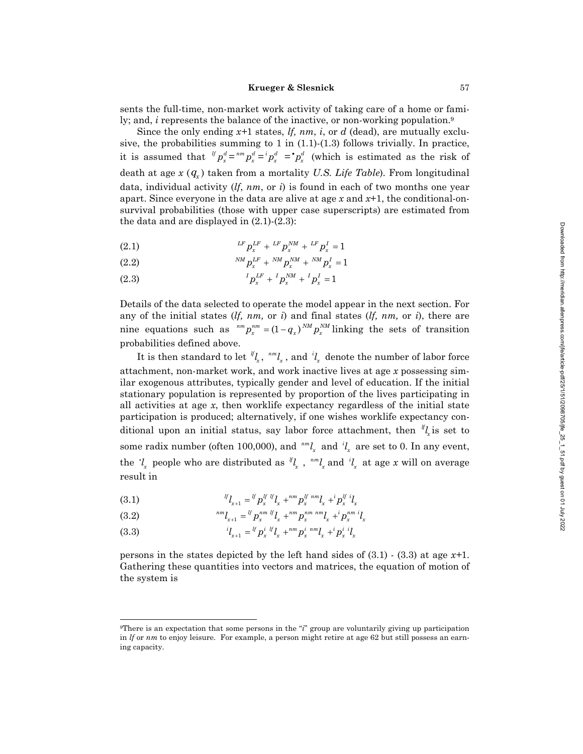sents the full-time, non-market work activity of taking care of a home or family; and, *i* represents the balance of the inactive, or non-working population.[9]

Since the only ending *x*+1 states, *lf, nm*, *i*, or *d* (dead), are mutually exclusive, the probabilities summing to 1 in (1.1)-(1.3) follows trivially. In practice, it is assumed that ${}^{lf}p_x^d = {}^{nm}p_x^d = {}^{i}p_x^d = {}^{\bullet}p_x^d$ (which is estimated as the risk of death at age *x* ($q_x$) taken from a mortality *U.S. Life Table*). From longitudinal data, individual activity (*lf*, *nm*, or *i*) is found in each of two months one year apart. Since everyone in the data are alive at age *x* and *x*+1, the conditional-on-survival probabilities (those with upper case superscripts) are estimated from the data and are displayed in (2.1)-(2.3):

$$
{}^{LF}p_x^{LF} + {}^{LF}p_x^{NM} + {}^{LF}p_x^{I} = 1 \tag{2.1}
$$

$$
{}^{NM}p_x^{LF} + {}^{NM}p_x^{NM} + {}^{NM}p_x^{I} = 1 \tag{2.2}
$$

$$
{}^{I}p_x^{LF} + {}^{I}p_x^{NM} + {}^{I}p_x^{I} = 1 \tag{2.3}
$$

Details of the data selected to operate the model appear in the next section. For any of the initial states (*lf, nm,* or *i*) and final states (*lf, nm,* or *i*), there are nine equations such as ${}^{nm}p_x^{nm} = (1 - q_x)\,{}^{NM}p_x^{NM}$ linking the sets of transition probabilities defined above.

It is then standard to let ${}^{lf}l_x$, ${}^{nm}l_x$, and ${}^{i}l_x$ denote the number of labor force attachment, non-market work, and work inactive lives at age *x* possessing similar exogenous attributes, typically gender and level of education. If the initial stationary population is represented by proportion of the lives participating in all activities at age *x*, then worklife expectancy regardless of the initial state participation is produced; alternatively, if one wishes worklife expectancy conditional upon an initial status, say labor force attachment, then ${}^{lf}l_x$ is set to some radix number (often 100,000), and ${}^{nm}l_x$ and ${}^{i}l_x$ are set to 0. In any event, the ${}^{\bullet}l_x$ people who are distributed as ${}^{lf}l_x$, ${}^{nm}l_x$ and ${}^{i}l_x$ at age *x* will on average result in

$$
{}^{lf}l_{x+1} = {}^{lf}p_x^{lf}\,{}^{lf}l_x + {}^{nm}p_x^{lf}\,{}^{nm}l_x + {}^{i}p_x^{lf}\,{}^{i}l_x \tag{3.1}
$$

$$
{}^{nm}l_{x+1} = {}^{lf}p_x^{nm}\,{}^{lf}l_x + {}^{nm}p_x^{nm}\,{}^{nm}l_x + {}^{i}p_x^{nm}\,{}^{i}l_x \tag{3.2}
$$

$$
{}^{i}l_{x+1} = {}^{lf}p_x^{i}\,{}^{lf}l_x + {}^{nm}p_x^{i}\,{}^{nm}l_x + {}^{i}p_x^{i}\,{}^{i}l_x \tag{3.3}
$$

persons in the states depicted by the left hand sides of (3.1) - (3.3) at age *x*+1. Gathering these quantities into vectors and matrices, the equation of motion of the system is

[9]There is an expectation that some persons in the "*i*" group are voluntarily giving up participation in *lf* or *nm* to enjoy leisure. For example, a person might retire at age 62 but still possess an earning capacity.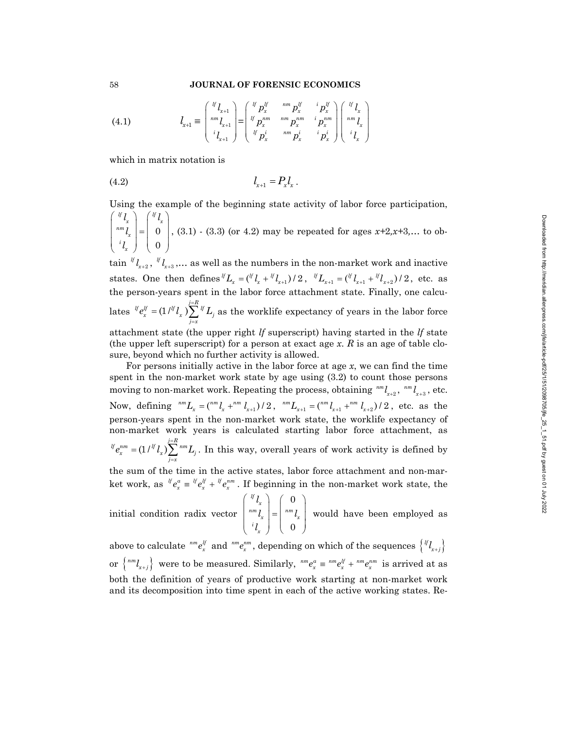$$l_{x+1} \equiv \begin{pmatrix} {}^{lf}l_{x+1} \\ {}^{nm}l_{x+1} \\ {}^{i}l_{x+1} \end{pmatrix} = \begin{pmatrix} {}^{lf}p_x^{lf} & {}^{nm}p_x^{lf} & {}^{i}p_x^{lf} \\ {}^{lf}p_x^{nm} & {}^{nm}p_x^{nm} & {}^{i}p_x^{nm} \\ {}^{lf}p_x^{i} & {}^{nm}p_x^{i} & {}^{i}p_x^{i} \end{pmatrix} \begin{pmatrix} {}^{lf}l_x \\ {}^{nm}l_x \\ {}^{i}l_x \end{pmatrix} \tag{4.1}$$

which in matrix notation is

$$l_{x+1} = P_x l_x . \tag{4.2}$$

Using the example of the beginning state activity of labor force participation, $\begin{pmatrix} {}^{lf}l_x \\ {}^{nm}l_x \\ {}^{i}l_x \end{pmatrix} = \begin{pmatrix} {}^{lf}l_x \\ 0 \\ 0 \end{pmatrix}$, (3.1) - (3.3) (or 4.2) may be repeated for ages $x$+2,$x$+3,... to obtain ${}^{lf}l_{x+2}$, ${}^{lf}l_{x+3}$,... as well as the numbers in the non-market work and inactive states. One then defines ${}^{lf}L_x = ({}^{lf}l_x + {}^{lf}l_{x+1})/2$, ${}^{lf}L_{x+1} = ({}^{lf}l_{x+1} + {}^{lf}l_{x+2})/2$, etc. as the person-years spent in the labor force attachment state. Finally, one calculates ${}^{lf}e_x^{lf} = (1/{}^{lf}l_x)\sum_{j=x}^{j=R} {}^{lf}L_j$ as the worklife expectancy of years in the labor force attachment state (the upper right *lf* superscript) having started in the *lf* state (the upper left superscript) for a person at exact age *x*. *R* is an age of table closure, beyond which no further activity is allowed.

For persons initially active in the labor force at age *x*, we can find the time spent in the non-market work state by age using (3.2) to count those persons moving to non-market work. Repeating the process, obtaining ${}^{nm}l_{x+2}$, ${}^{nm}l_{x+3}$, etc. Now, defining ${}^{nm}L_x = ({}^{nm}l_x + {}^{nm}l_{x+1})/2$, ${}^{nm}L_{x+1} = ({}^{nm}l_{x+1} + {}^{nm}l_{x+2})/2$, etc. as the person-years spent in the non-market work state, the worklife expectancy of non-market work years is calculated starting labor force attachment, as ${}^{lf}e_x^{nm} = (1/{}^{lf}l_x)\sum_{j=x}^{j=R} {}^{nm}L_j$. In this way, overall years of work activity is defined by the sum of the time in the active states, labor force attachment and non-market work, as ${}^{lf}e_x^{a} \equiv {}^{lf}e_x^{lf} + {}^{lf}e_x^{nm}$. If beginning in the non-market work state, the initial condition radix vector $\begin{pmatrix} {}^{lf}l_x \\ {}^{nm}l_x \\ {}^{i}l_x \end{pmatrix} = \begin{pmatrix} 0 \\ {}^{nm}l_x \\ 0 \end{pmatrix}$ would have been employed as above to calculate ${}^{nm}e_x^{lf}$ and ${}^{nm}e_x^{nm}$, depending on which of the sequences $\left\{{}^{lf}l_{x+j}\right\}$ or $\left\{{}^{nm}l_{x+j}\right\}$ were to be measured. Similarly, ${}^{nm}e_x^{a} \equiv {}^{nm}e_x^{lf} + {}^{nm}e_x^{nm}$ is arrived at as both the definition of years of productive work starting at non-market work and its decomposition into time spent in each of the active working states. Re-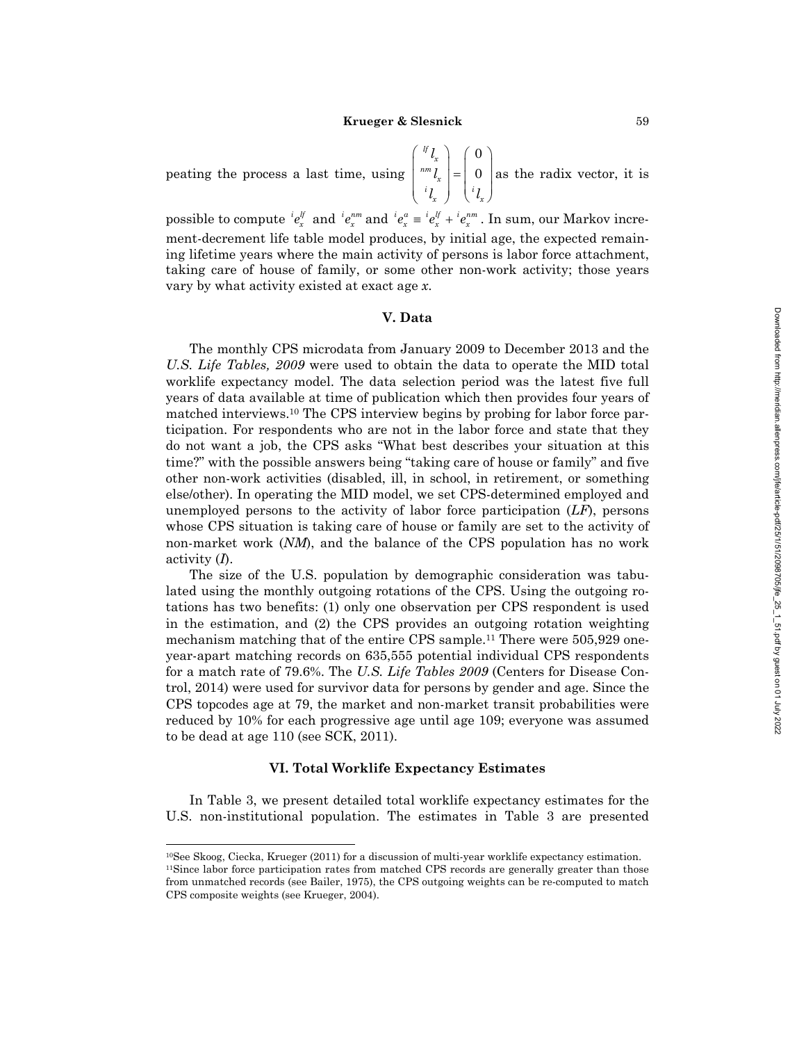peating the process a last time, using $\begin{pmatrix} {}^{lf}l_x \\ {}^{nm}l_x \\ {}^{i}l_x \end{pmatrix} = \begin{pmatrix} 0 \\ 0 \\ {}^{i}l_x \end{pmatrix}$ as the radix vector, it is possible to compute ${}^{i}e_x^{lf}$ and ${}^{i}e_x^{nm}$ and ${}^{i}e_x^{a} \equiv {}^{i}e_x^{lf} + {}^{i}e_x^{nm}$. In sum, our Markov increment-decrement life table model produces, by initial age, the expected remaining lifetime years where the main activity of persons is labor force attachment, taking care of house of family, or some other non-work activity; those years vary by what activity existed at exact age *x*.

## V. Data

The monthly CPS microdata from January 2009 to December 2013 and the *U.S. Life Tables, 2009* were used to obtain the data to operate the MID total worklife expectancy model. The data selection period was the latest five full years of data available at time of publication which then provides four years of matched interviews.[10] The CPS interview begins by probing for labor force participation. For respondents who are not in the labor force and state that they do not want a job, the CPS asks "What best describes your situation at this time?" with the possible answers being "taking care of house or family" and five other non-work activities (disabled, ill, in school, in retirement, or something else/other). In operating the MID model, we set CPS-determined employed and unemployed persons to the activity of labor force participation (*LF*), persons whose CPS situation is taking care of house or family are set to the activity of non-market work (*NM*), and the balance of the CPS population has no work activity (*I*).

The size of the U.S. population by demographic consideration was tabulated using the monthly outgoing rotations of the CPS. Using the outgoing rotations has two benefits: (1) only one observation per CPS respondent is used in the estimation, and (2) the CPS provides an outgoing rotation weighting mechanism matching that of the entire CPS sample.[11] There were 505,929 one-year-apart matching records on 635,555 potential individual CPS respondents for a match rate of 79.6%. The *U.S. Life Tables 2009* (Centers for Disease Control, 2014) were used for survivor data for persons by gender and age. Since the CPS topcodes age at 79, the market and non-market transit probabilities were reduced by 10% for each progressive age until age 109; everyone was assumed to be dead at age 110 (see SCK, 2011).

## VI. Total Worklife Expectancy Estimates

In Table 3, we present detailed total worklife expectancy estimates for the U.S. non-institutional population. The estimates in Table 3 are presented

---

[10]See Skoog, Ciecka, Krueger (2011) for a discussion of multi-year worklife expectancy estimation.

[11]Since labor force participation rates from matched CPS records are generally greater than those from unmatched records (see Bailer, 1975), the CPS outgoing weights can be re-computed to match CPS composite weights (see Krueger, 2004).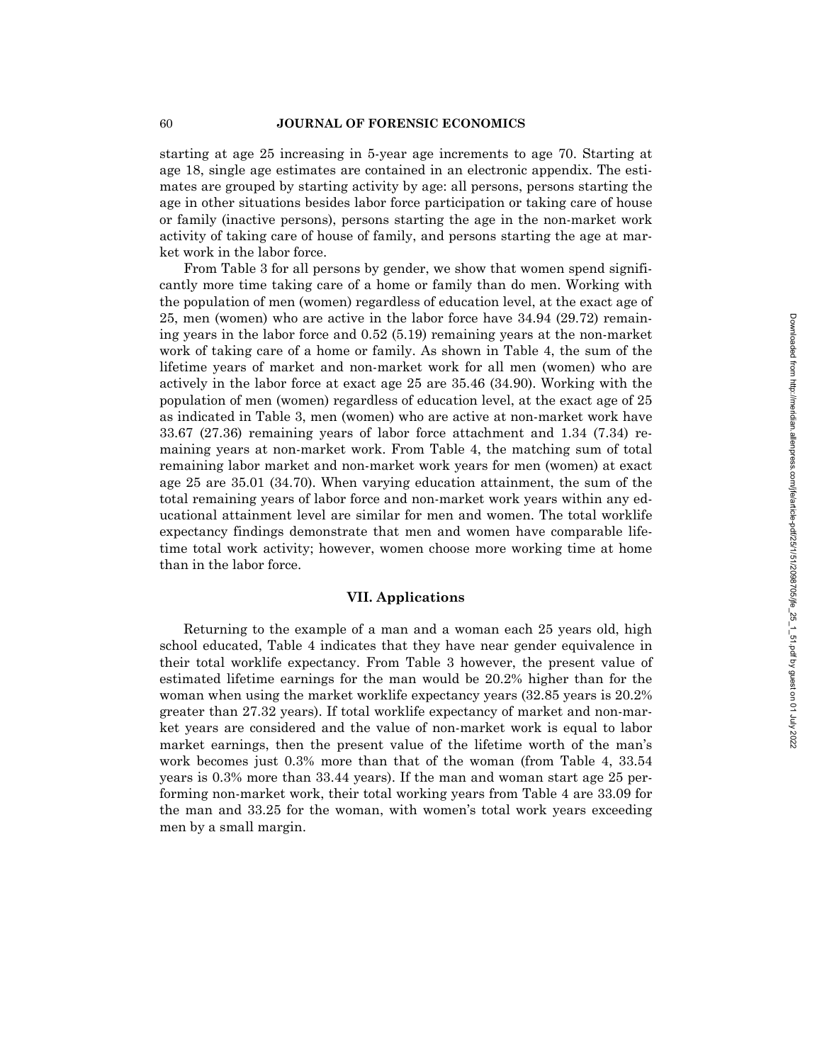starting at age 25 increasing in 5-year age increments to age 70. Starting at age 18, single age estimates are contained in an electronic appendix. The estimates are grouped by starting activity by age: all persons, persons starting the age in other situations besides labor force participation or taking care of house or family (inactive persons), persons starting the age in the non-market work activity of taking care of house of family, and persons starting the age at market work in the labor force.

From Table 3 for all persons by gender, we show that women spend significantly more time taking care of a home or family than do men. Working with the population of men (women) regardless of education level, at the exact age of 25, men (women) who are active in the labor force have 34.94 (29.72) remaining years in the labor force and 0.52 (5.19) remaining years at the non-market work of taking care of a home or family. As shown in Table 4, the sum of the lifetime years of market and non-market work for all men (women) who are actively in the labor force at exact age 25 are 35.46 (34.90). Working with the population of men (women) regardless of education level, at the exact age of 25 as indicated in Table 3, men (women) who are active at non-market work have 33.67 (27.36) remaining years of labor force attachment and 1.34 (7.34) remaining years at non-market work. From Table 4, the matching sum of total remaining labor market and non-market work years for men (women) at exact age 25 are 35.01 (34.70). When varying education attainment, the sum of the total remaining years of labor force and non-market work years within any educational attainment level are similar for men and women. The total worklife expectancy findings demonstrate that men and women have comparable lifetime total work activity; however, women choose more working time at home than in the labor force.

## VII. Applications

Returning to the example of a man and a woman each 25 years old, high school educated, Table 4 indicates that they have near gender equivalence in their total worklife expectancy. From Table 3 however, the present value of estimated lifetime earnings for the man would be 20.2% higher than for the woman when using the market worklife expectancy years (32.85 years is 20.2% greater than 27.32 years). If total worklife expectancy of market and non-market years are considered and the value of non-market work is equal to labor market earnings, then the present value of the lifetime worth of the man's work becomes just 0.3% more than that of the woman (from Table 4, 33.54 years is 0.3% more than 33.44 years). If the man and woman start age 25 performing non-market work, their total working years from Table 4 are 33.09 for the man and 33.25 for the woman, with women's total work years exceeding men by a small margin.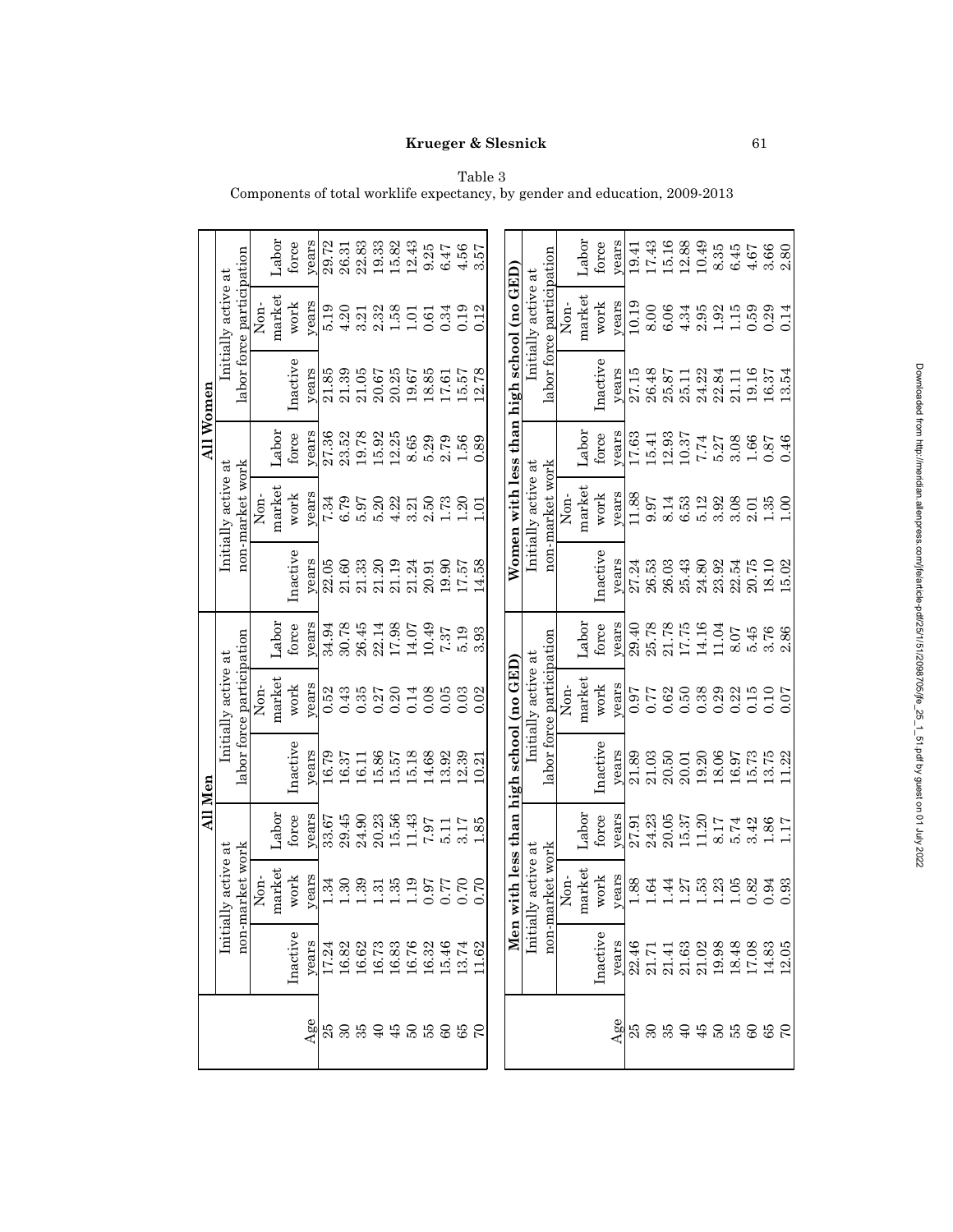Table 3
Components of total worklife expectancy, by gender and education, 2009-2013

| | All Men | | | | | | All Women | | | | | |
|---|---|---|---|---|---|---|---|---|---|---|---|---|
| | Initially active at non-market work | | | Initially active at labor force participation | | | Initially active at non-market work | | | Initially active at labor force participation | | |
| Age | Inactive years | Non-market work years | Labor force years | Inactive years | Non-market work years | Labor force years | Inactive years | Non-market work years | Labor force years | Inactive years | Non-market work years | Labor force years |
| 25 | 17.24 | 1.34 | 33.67 | 16.79 | 0.52 | 34.94 | 22.05 | 7.34 | 27.36 | 21.85 | 5.19 | 29.72 |
| 30 | 16.82 | 1.30 | 29.45 | 16.37 | 0.43 | 30.78 | 21.60 | 6.79 | 23.52 | 21.39 | 4.20 | 26.31 |
| 35 | 16.62 | 1.39 | 24.90 | 16.11 | 0.35 | 26.45 | 21.33 | 5.97 | 19.78 | 21.05 | 3.21 | 22.83 |
| 40 | 16.73 | 1.31 | 20.23 | 15.86 | 0.27 | 22.14 | 21.20 | 5.20 | 15.92 | 20.67 | 2.32 | 19.33 |
| 45 | 16.83 | 1.35 | 15.56 | 15.57 | 0.20 | 17.98 | 21.19 | 4.22 | 12.25 | 20.25 | 1.58 | 15.82 |
| 50 | 16.76 | 1.19 | 11.43 | 15.18 | 0.14 | 14.07 | 21.24 | 3.21 | 8.65 | 19.67 | 1.01 | 12.43 |
| 55 | 16.32 | 0.97 | 7.97 | 14.68 | 0.08 | 10.49 | 20.91 | 2.50 | 5.29 | 18.85 | 0.61 | 9.25 |
| 60 | 15.46 | 0.77 | 5.11 | 13.92 | 0.05 | 7.37 | 19.90 | 1.73 | 2.79 | 17.61 | 0.34 | 6.47 |
| 65 | 13.74 | 0.70 | 3.17 | 12.39 | 0.03 | 5.19 | 17.57 | 1.20 | 1.56 | 15.57 | 0.19 | 4.56 |
| 70 | 11.62 | 0.70 | 1.85 | 10.21 | 0.02 | 3.93 | 14.58 | 1.01 | 0.89 | 12.78 | 0.12 | 3.57 |

| | Men with less than high school (no GED) | | | | | | Women with less than high school (no GED) | | | | | |
|---|---|---|---|---|---|---|---|---|---|---|---|---|
| | Initially active at non-market work | | | Initially active at labor force participation | | | Initially active at non-market work | | | Initially active at labor force participation | | |
| Age | Inactive years | Non-market work years | Labor force years | Inactive years | Non-market work years | Labor force years | Inactive years | Non-market work years | Labor force years | Inactive years | Non-market work years | Labor force years |
| 25 | 22.46 | 1.88 | 27.91 | 21.89 | 0.97 | 29.40 | 27.24 | 11.88 | 17.63 | 27.15 | 10.19 | 19.41 |
| 30 | 21.71 | 1.64 | 24.23 | 21.03 | 0.77 | 25.78 | 26.53 | 9.97 | 15.41 | 26.48 | 8.00 | 17.43 |
| 35 | 21.41 | 1.44 | 20.05 | 20.50 | 0.62 | 21.78 | 26.03 | 8.14 | 12.93 | 25.87 | 6.06 | 15.16 |
| 40 | 21.63 | 1.27 | 15.37 | 20.01 | 0.50 | 17.75 | 25.43 | 6.53 | 10.37 | 25.11 | 4.34 | 12.88 |
| 45 | 21.02 | 1.53 | 11.20 | 19.20 | 0.38 | 14.16 | 24.80 | 5.12 | 7.74 | 24.22 | 2.95 | 10.49 |
| 50 | 19.98 | 1.23 | 8.17 | 18.06 | 0.29 | 11.04 | 23.92 | 3.92 | 5.27 | 22.84 | 1.92 | 8.35 |
| 55 | 18.48 | 1.05 | 5.74 | 16.97 | 0.22 | 8.07 | 22.54 | 3.08 | 3.08 | 21.11 | 1.15 | 6.45 |
| 60 | 17.08 | 0.82 | 3.42 | 15.73 | 0.15 | 5.45 | 20.75 | 2.01 | 1.66 | 19.16 | 0.59 | 4.67 |
| 65 | 14.83 | 0.94 | 1.86 | 13.75 | 0.10 | 3.76 | 18.10 | 1.35 | 0.87 | 16.37 | 0.29 | 3.66 |
| 70 | 12.05 | 0.93 | 1.17 | 11.22 | 0.07 | 2.86 | 15.02 | 1.00 | 0.46 | 13.54 | 0.14 | 2.80 |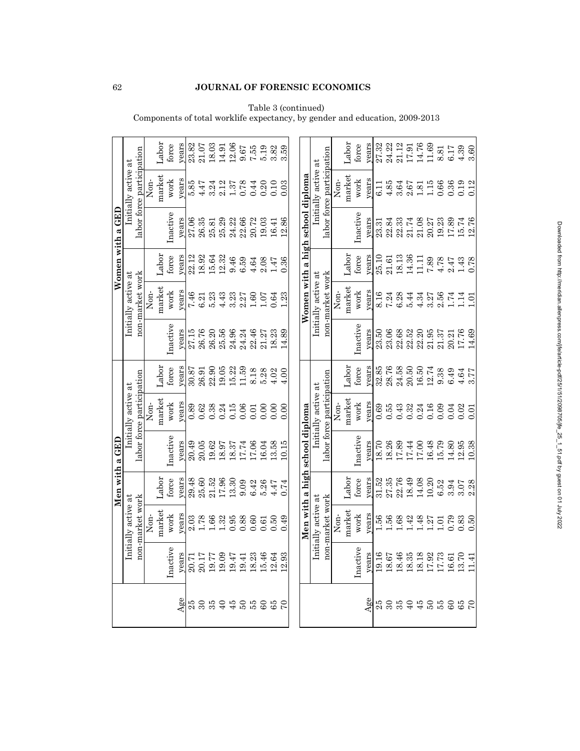Table 3 (continued)
Components of total worklife expectancy, by gender and education, 2009-2013

**Men with a GED**

| | Initially active at non-market work | | | Initially active at labor force participation | | |
|---|---|---|---|---|---|---|
| Age | Inactive years | Non-market work years | Labor force years | Inactive years | Non-market work years | Labor force years |
| 25 | 20.71 | 2.03 | 29.48 | 20.49 | 0.89 | 30.87 |
| 30 | 20.17 | 1.78 | 25.60 | 20.05 | 0.62 | 26.91 |
| 35 | 19.77 | 1.66 | 21.52 | 19.62 | 0.38 | 22.90 |
| 40 | 19.09 | 1.32 | 17.96 | 18.97 | 0.24 | 19.05 |
| 45 | 19.47 | 0.95 | 13.30 | 18.37 | 0.15 | 15.22 |
| 50 | 19.41 | 0.88 | 9.09 | 17.74 | 0.06 | 11.59 |
| 55 | 18.23 | 0.60 | 6.42 | 17.06 | 0.01 | 8.18 |
| 60 | 15.46 | 0.61 | 5.26 | 16.04 | 0.00 | 5.28 |
| 65 | 12.64 | 0.50 | 4.47 | 13.58 | 0.00 | 4.02 |
| 70 | 12.93 | 0.49 | 0.74 | 10.15 | 0.00 | 4.00 |

**Women with a GED**

| | Initially active at non-market work | | | Initially active at labor force participation | | |
|---|---|---|---|---|---|---|
| Age | Inactive years | Non-market work years | Labor force years | Inactive years | Non-market work years | Labor force years |
| 25 | 27.15 | 7.46 | 22.12 | 27.06 | 5.85 | 23.82 |
| 30 | 26.76 | 6.21 | 18.92 | 26.35 | 4.47 | 21.07 |
| 35 | 26.20 | 5.23 | 15.64 | 25.81 | 3.24 | 18.03 |
| 40 | 25.56 | 4.43 | 12.32 | 25.29 | 2.12 | 14.91 |
| 45 | 24.96 | 3.23 | 9.46 | 24.22 | 1.37 | 12.06 |
| 50 | 24.24 | 2.27 | 6.59 | 22.66 | 0.78 | 9.67 |
| 55 | 22.46 | 1.60 | 4.64 | 20.72 | 0.44 | 7.55 |
| 60 | 21.27 | 1.07 | 2.08 | 19.03 | 0.20 | 5.19 |
| 65 | 18.23 | 0.64 | 1.47 | 16.41 | 0.10 | 3.82 |
| 70 | 14.89 | 1.23 | 0.36 | 12.86 | 0.03 | 3.59 |

**Men with a high school diploma**

| | Initially active at non-market work | | | Initially active at labor force participation | | |
|---|---|---|---|---|---|---|
| Age | Inactive years | Non-market work years | Labor force years | Inactive years | Non-market work years | Labor force years |
| 25 | 19.16 | 1.56 | 31.52 | 18.70 | 0.69 | 32.85 |
| 30 | 18.67 | 1.56 | 27.35 | 18.26 | 0.55 | 28.76 |
| 35 | 18.46 | 1.68 | 22.76 | 17.89 | 0.43 | 24.58 |
| 40 | 18.35 | 1.42 | 18.49 | 17.44 | 0.32 | 20.50 |
| 45 | 18.18 | 1.48 | 14.08 | 17.00 | 0.24 | 16.50 |
| 50 | 17.92 | 1.27 | 10.20 | 16.48 | 0.16 | 12.74 |
| 55 | 17.73 | 1.01 | 6.52 | 15.79 | 0.09 | 9.38 |
| 60 | 16.61 | 0.79 | 3.94 | 14.80 | 0.04 | 6.49 |
| 65 | 13.70 | 0.83 | 3.07 | 12.95 | 0.02 | 4.64 |
| 70 | 11.41 | 0.50 | 2.28 | 10.38 | 0.01 | 3.77 |

**Women with a high school diploma**

| | Initially active at non-market work | | | Initially active at labor force participation | | |
|---|---|---|---|---|---|---|
| Age | Inactive years | Non-market work years | Labor force years | Inactive years | Non-market work years | Labor force years |
| 25 | 23.50 | 8.16 | 25.10 | 23.31 | 6.11 | 27.32 |
| 30 | 23.06 | 7.24 | 21.61 | 22.84 | 4.85 | 24.22 |
| 35 | 22.68 | 6.28 | 18.13 | 22.33 | 3.64 | 21.12 |
| 40 | 22.52 | 5.44 | 14.36 | 21.74 | 2.67 | 17.91 |
| 45 | 22.20 | 4.34 | 11.11 | 21.08 | 1.81 | 14.76 |
| 50 | 21.95 | 3.27 | 7.89 | 20.27 | 1.15 | 11.69 |
| 55 | 21.37 | 2.56 | 4.78 | 19.23 | 0.66 | 8.81 |
| 60 | 20.21 | 1.74 | 2.47 | 17.89 | 0.36 | 6.17 |
| 65 | 17.76 | 1.14 | 1.43 | 15.74 | 0.19 | 4.39 |
| 70 | 14.69 | 1.01 | 0.78 | 12.76 | 0.12 | 3.60 |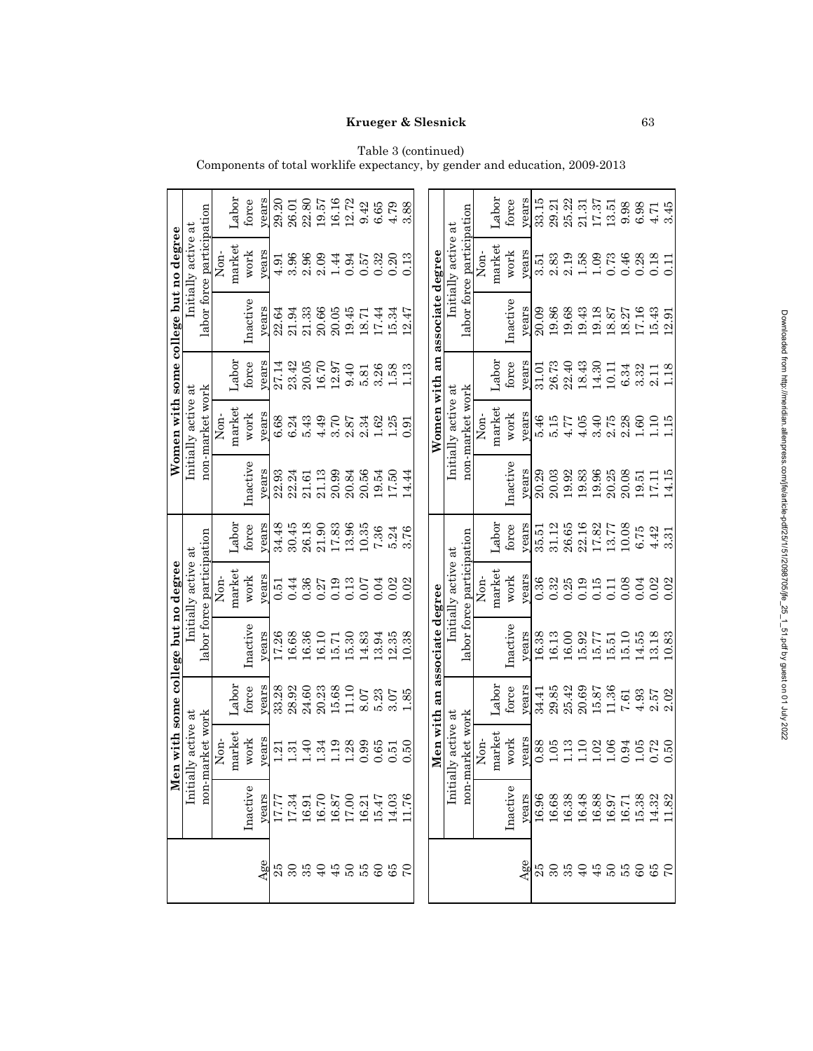Table 3 (continued)
Components of total worklife expectancy, by gender and education, 2009-2013

| | Men with some college but no degree | | | | | | Women with some college but no degree | | | | | |
|---|---|---|---|---|---|---|---|---|---|---|---|---|
| | Initially active at non-market work | | | Initially active at labor force participation | | | Initially active at non-market work | | | Initially active at labor force participation | | |
| Age | Inactive years | Non-market work years | Labor force years | Inactive years | Non-market work years | Labor force years | Inactive years | Non-market work years | Labor force years | Inactive years | Non-market work years | Labor force years |
| 25 | 17.77 | 1.21 | 33.28 | 17.26 | 0.51 | 34.48 | 22.93 | 6.68 | 27.14 | 22.64 | 4.91 | 29.20 |
| 30 | 17.34 | 1.31 | 28.92 | 16.68 | 0.44 | 30.45 | 22.24 | 6.24 | 23.42 | 21.94 | 3.96 | 26.01 |
| 35 | 16.91 | 1.40 | 24.60 | 16.36 | 0.36 | 26.18 | 21.61 | 5.43 | 20.05 | 21.33 | 2.96 | 22.80 |
| 40 | 16.70 | 1.34 | 20.23 | 16.10 | 0.27 | 21.90 | 21.13 | 4.49 | 16.70 | 20.66 | 2.09 | 19.57 |
| 45 | 16.87 | 1.19 | 15.68 | 15.71 | 0.19 | 17.83 | 20.99 | 3.70 | 12.97 | 20.05 | 1.44 | 16.16 |
| 50 | 17.00 | 1.28 | 11.10 | 15.30 | 0.13 | 13.96 | 20.84 | 2.87 | 9.40 | 19.45 | 0.94 | 12.72 |
| 55 | 16.21 | 0.99 | 8.07 | 14.83 | 0.07 | 10.35 | 20.56 | 2.34 | 5.81 | 18.71 | 0.57 | 9.42 |
| 60 | 15.47 | 0.65 | 5.23 | 13.94 | 0.04 | 7.36 | 19.54 | 1.62 | 3.26 | 17.44 | 0.32 | 6.65 |
| 65 | 14.03 | 0.51 | 3.07 | 12.35 | 0.02 | 5.24 | 17.50 | 1.25 | 1.58 | 15.34 | 0.20 | 4.79 |
| 70 | 11.76 | 0.50 | 1.85 | 10.38 | 0.02 | 3.76 | 14.44 | 0.91 | 1.13 | 12.47 | 0.13 | 3.88 |

| | Men with an associate degree | | | | | | Women with an associate degree | | | | | |
|---|---|---|---|---|---|---|---|---|---|---|---|---|
| | Initially active at non-market work | | | Initially active at labor force participation | | | Initially active at non-market work | | | Initially active at labor force participation | | |
| Age | Inactive years | Non-market work years | Labor force years | Inactive years | Non-market work years | Labor force years | Inactive years | Non-market work years | Labor force years | Inactive years | Non-market work years | Labor force years |
| 25 | 16.96 | 0.88 | 34.41 | 16.38 | 0.36 | 35.51 | 20.29 | 5.46 | 31.01 | 20.09 | 3.51 | 33.15 |
| 30 | 16.68 | 1.05 | 29.85 | 16.13 | 0.32 | 31.12 | 20.03 | 5.15 | 26.73 | 19.86 | 2.83 | 29.21 |
| 35 | 16.38 | 1.13 | 25.42 | 16.00 | 0.25 | 26.65 | 19.92 | 4.77 | 22.40 | 19.68 | 2.19 | 25.22 |
| 40 | 16.48 | 1.10 | 20.69 | 15.92 | 0.19 | 22.16 | 19.83 | 4.05 | 18.43 | 19.43 | 1.58 | 21.31 |
| 45 | 16.88 | 1.02 | 15.87 | 15.77 | 0.15 | 17.82 | 19.96 | 3.40 | 14.30 | 19.18 | 1.09 | 17.37 |
| 50 | 16.97 | 1.06 | 11.36 | 15.51 | 0.11 | 13.77 | 20.25 | 2.75 | 10.11 | 18.87 | 0.73 | 13.51 |
| 55 | 16.71 | 0.94 | 7.61 | 15.10 | 0.08 | 10.08 | 20.08 | 2.28 | 6.34 | 18.27 | 0.46 | 9.98 |
| 60 | 15.38 | 1.05 | 4.93 | 14.55 | 0.04 | 6.75 | 19.51 | 1.60 | 3.32 | 17.16 | 0.28 | 6.98 |
| 65 | 14.32 | 0.72 | 2.57 | 13.18 | 0.02 | 4.42 | 17.11 | 1.10 | 2.11 | 15.43 | 0.18 | 4.71 |
| 70 | 11.82 | 0.50 | 2.02 | 10.83 | 0.02 | 3.31 | 14.15 | 1.15 | 1.18 | 12.91 | 0.11 | 3.45 |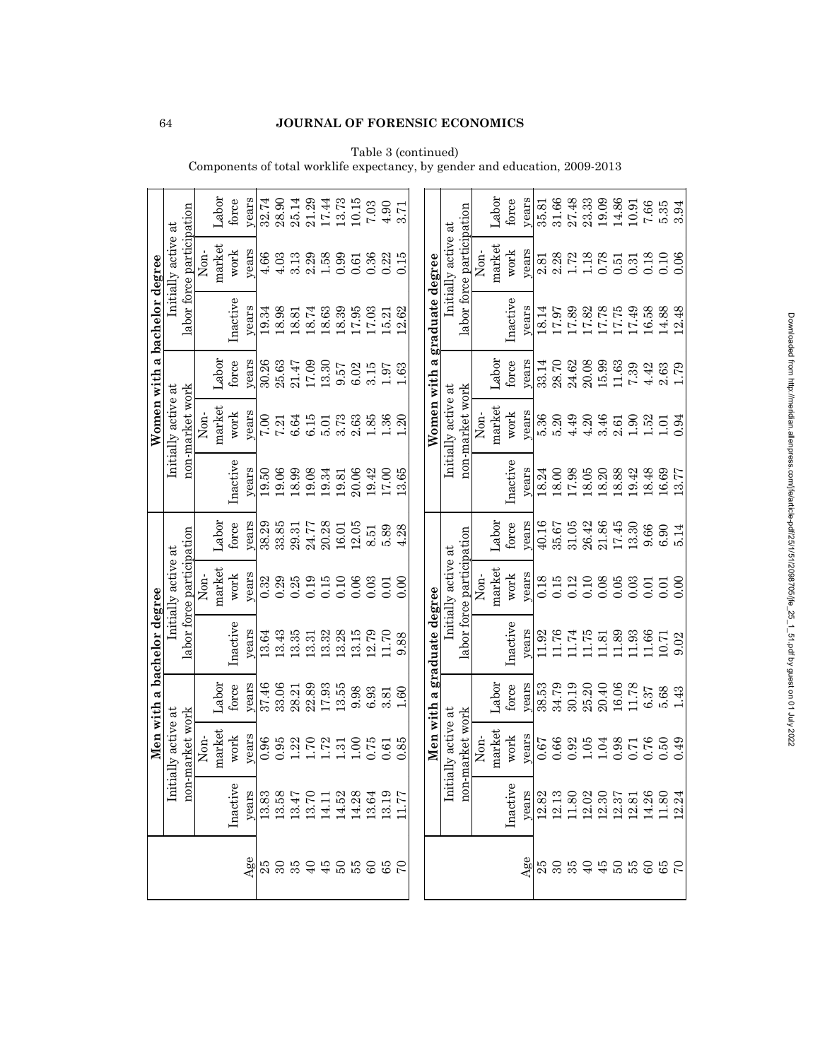Table 3 (continued)
Components of total worklife expectancy, by gender and education, 2009-2013

| | Men with a bachelor degree | | | | | | Women with a bachelor degree | | | | | |
|---|---|---|---|---|---|---|---|---|---|---|---|---|
| | Initially active at non-market work | | | Initially active at labor force participation | | | Initially active at non-market work | | | Initially active at labor force participation | | |
| Age | Inactive years | Non-market work years | Labor force years | Inactive years | Non-market work years | Labor force years | Inactive years | Non-market work years | Labor force years | Inactive years | Non-market work years | Labor force years |
| 25 | 13.83 | 0.96 | 37.46 | 13.64 | 0.32 | 38.29 | 19.50 | 7.00 | 30.26 | 19.34 | 4.66 | 32.74 |
| 30 | 13.58 | 0.95 | 33.06 | 13.43 | 0.29 | 33.85 | 19.06 | 7.21 | 25.63 | 18.98 | 4.03 | 28.90 |
| 35 | 13.47 | 1.22 | 28.21 | 13.35 | 0.25 | 29.31 | 18.99 | 6.64 | 21.47 | 18.81 | 3.13 | 25.14 |
| 40 | 13.70 | 1.70 | 22.89 | 13.31 | 0.19 | 24.77 | 19.08 | 6.15 | 17.09 | 18.74 | 2.29 | 21.29 |
| 45 | 14.11 | 1.72 | 17.93 | 13.32 | 0.15 | 20.28 | 19.34 | 5.01 | 13.30 | 18.63 | 1.58 | 17.44 |
| 50 | 14.52 | 1.31 | 13.55 | 13.28 | 0.10 | 16.01 | 19.81 | 3.73 | 9.57 | 18.39 | 0.99 | 13.73 |
| 55 | 14.28 | 1.00 | 9.98 | 13.15 | 0.06 | 12.05 | 20.06 | 2.63 | 6.02 | 17.95 | 0.61 | 10.15 |
| 60 | 13.64 | 0.75 | 6.93 | 12.79 | 0.03 | 8.51 | 19.42 | 1.85 | 3.15 | 17.03 | 0.36 | 7.03 |
| 65 | 13.19 | 0.61 | 3.81 | 11.70 | 0.01 | 5.89 | 17.00 | 1.36 | 1.97 | 15.21 | 0.22 | 4.90 |
| 70 | 11.77 | 0.85 | 1.60 | 9.88 | 0.00 | 4.28 | 13.65 | 1.20 | 1.63 | 12.62 | 0.15 | 3.71 |

| | Men with a graduate degree | | | | | | Women with a graduate degree | | | | | |
|---|---|---|---|---|---|---|---|---|---|---|---|---|
| | Initially active at non-market work | | | Initially active at labor force participation | | | Initially active at non-market work | | | Initially active at labor force participation | | |
| Age | Inactive years | Non-market work years | Labor force years | Inactive years | Non-market work years | Labor force years | Inactive years | Non-market work years | Labor force years | Inactive years | Non-market work years | Labor force years |
| 25 | 12.82 | 0.67 | 38.53 | 11.92 | 0.18 | 40.16 | 18.24 | 5.36 | 33.14 | 18.14 | 2.81 | 35.81 |
| 30 | 12.13 | 0.66 | 34.79 | 11.76 | 0.15 | 35.67 | 18.00 | 5.20 | 28.70 | 17.97 | 2.28 | 31.66 |
| 35 | 11.80 | 0.92 | 30.19 | 11.74 | 0.12 | 31.05 | 17.98 | 4.49 | 24.62 | 17.89 | 1.72 | 27.48 |
| 40 | 12.02 | 1.05 | 25.20 | 11.75 | 0.10 | 26.42 | 18.05 | 4.20 | 20.08 | 17.82 | 1.18 | 23.33 |
| 45 | 12.30 | 1.04 | 20.40 | 11.81 | 0.08 | 21.86 | 18.20 | 3.46 | 15.99 | 17.78 | 0.78 | 19.09 |
| 50 | 12.37 | 0.98 | 16.06 | 11.89 | 0.05 | 17.45 | 18.88 | 2.61 | 11.63 | 17.75 | 0.51 | 14.86 |
| 55 | 12.81 | 0.71 | 11.78 | 11.93 | 0.03 | 13.30 | 19.42 | 1.90 | 7.39 | 17.49 | 0.31 | 10.91 |
| 60 | 14.26 | 0.76 | 6.37 | 11.66 | 0.01 | 9.66 | 18.48 | 1.52 | 4.42 | 16.58 | 0.18 | 7.66 |
| 65 | 11.80 | 0.50 | 5.68 | 10.71 | 0.01 | 6.90 | 16.69 | 1.01 | 2.63 | 14.88 | 0.10 | 5.35 |
| 70 | 12.24 | 0.49 | 1.43 | 9.02 | 0.00 | 5.14 | 13.77 | 0.94 | 1.79 | 12.48 | 0.06 | 3.94 |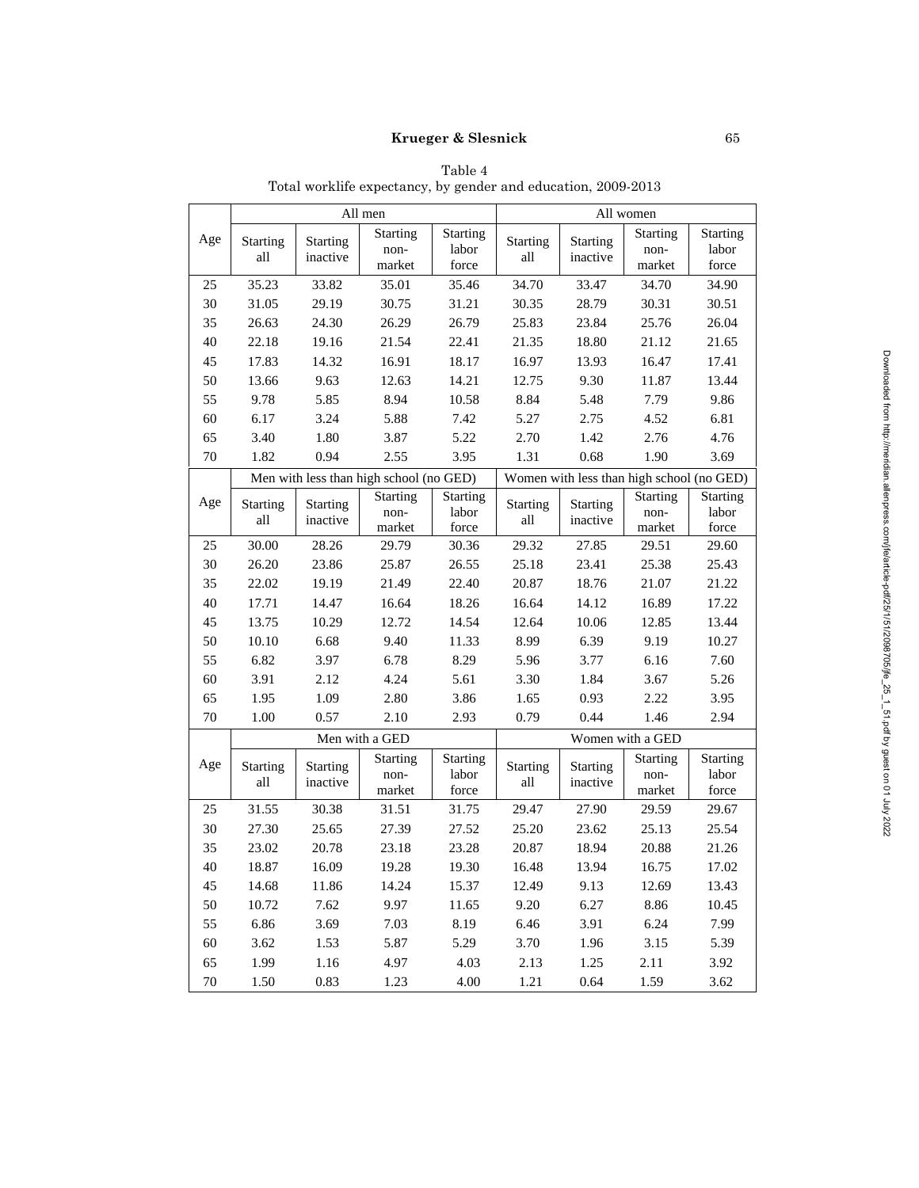Table 4
Total worklife expectancy, by gender and education, 2009-2013

| Age | All men | | | | All women | | | |
|---|---|---|---|---|---|---|---|---|
| | Starting all | Starting inactive | Starting non-market | Starting labor force | Starting all | Starting inactive | Starting non-market | Starting labor force |
| 25 | 35.23 | 33.82 | 35.01 | 35.46 | 34.70 | 33.47 | 34.70 | 34.90 |
| 30 | 31.05 | 29.19 | 30.75 | 31.21 | 30.35 | 28.79 | 30.31 | 30.51 |
| 35 | 26.63 | 24.30 | 26.29 | 26.79 | 25.83 | 23.84 | 25.76 | 26.04 |
| 40 | 22.18 | 19.16 | 21.54 | 22.41 | 21.35 | 18.80 | 21.12 | 21.65 |
| 45 | 17.83 | 14.32 | 16.91 | 18.17 | 16.97 | 13.93 | 16.47 | 17.41 |
| 50 | 13.66 | 9.63 | 12.63 | 14.21 | 12.75 | 9.30 | 11.87 | 13.44 |
| 55 | 9.78 | 5.85 | 8.94 | 10.58 | 8.84 | 5.48 | 7.79 | 9.86 |
| 60 | 6.17 | 3.24 | 5.88 | 7.42 | 5.27 | 2.75 | 4.52 | 6.81 |
| 65 | 3.40 | 1.80 | 3.87 | 5.22 | 2.70 | 1.42 | 2.76 | 4.76 |
| 70 | 1.82 | 0.94 | 2.55 | 3.95 | 1.31 | 0.68 | 1.90 | 3.69 |
| Age | Men with less than high school (no GED) | | | | Women with less than high school (no GED) | | | |
| | Starting all | Starting inactive | Starting non-market | Starting labor force | Starting all | Starting inactive | Starting non-market | Starting labor force |
| 25 | 30.00 | 28.26 | 29.79 | 30.36 | 29.32 | 27.85 | 29.51 | 29.60 |
| 30 | 26.20 | 23.86 | 25.87 | 26.55 | 25.18 | 23.41 | 25.38 | 25.43 |
| 35 | 22.02 | 19.19 | 21.49 | 22.40 | 20.87 | 18.76 | 21.07 | 21.22 |
| 40 | 17.71 | 14.47 | 16.64 | 18.26 | 16.64 | 14.12 | 16.89 | 17.22 |
| 45 | 13.75 | 10.29 | 12.72 | 14.54 | 12.64 | 10.06 | 12.85 | 13.44 |
| 50 | 10.10 | 6.68 | 9.40 | 11.33 | 8.99 | 6.39 | 9.19 | 10.27 |
| 55 | 6.82 | 3.97 | 6.78 | 8.29 | 5.96 | 3.77 | 6.16 | 7.60 |
| 60 | 3.91 | 2.12 | 4.24 | 5.61 | 3.30 | 1.84 | 3.67 | 5.26 |
| 65 | 1.95 | 1.09 | 2.80 | 3.86 | 1.65 | 0.93 | 2.22 | 3.95 |
| 70 | 1.00 | 0.57 | 2.10 | 2.93 | 0.79 | 0.44 | 1.46 | 2.94 |
| Age | Men with a GED | | | | Women with a GED | | | |
| | Starting all | Starting inactive | Starting non-market | Starting labor force | Starting all | Starting inactive | Starting non-market | Starting labor force |
| 25 | 31.55 | 30.38 | 31.51 | 31.75 | 29.47 | 27.90 | 29.59 | 29.67 |
| 30 | 27.30 | 25.65 | 27.39 | 27.52 | 25.20 | 23.62 | 25.13 | 25.54 |
| 35 | 23.02 | 20.78 | 23.18 | 23.28 | 20.87 | 18.94 | 20.88 | 21.26 |
| 40 | 18.87 | 16.09 | 19.28 | 19.30 | 16.48 | 13.94 | 16.75 | 17.02 |
| 45 | 14.68 | 11.86 | 14.24 | 15.37 | 12.49 | 9.13 | 12.69 | 13.43 |
| 50 | 10.72 | 7.62 | 9.97 | 11.65 | 9.20 | 6.27 | 8.86 | 10.45 |
| 55 | 6.86 | 3.69 | 7.03 | 8.19 | 6.46 | 3.91 | 6.24 | 7.99 |
| 60 | 3.62 | 1.53 | 5.87 | 5.29 | 3.70 | 1.96 | 3.15 | 5.39 |
| 65 | 1.99 | 1.16 | 4.97 | 4.03 | 2.13 | 1.25 | 2.11 | 3.92 |
| 70 | 1.50 | 0.83 | 1.23 | 4.00 | 1.21 | 0.64 | 1.59 | 3.62 |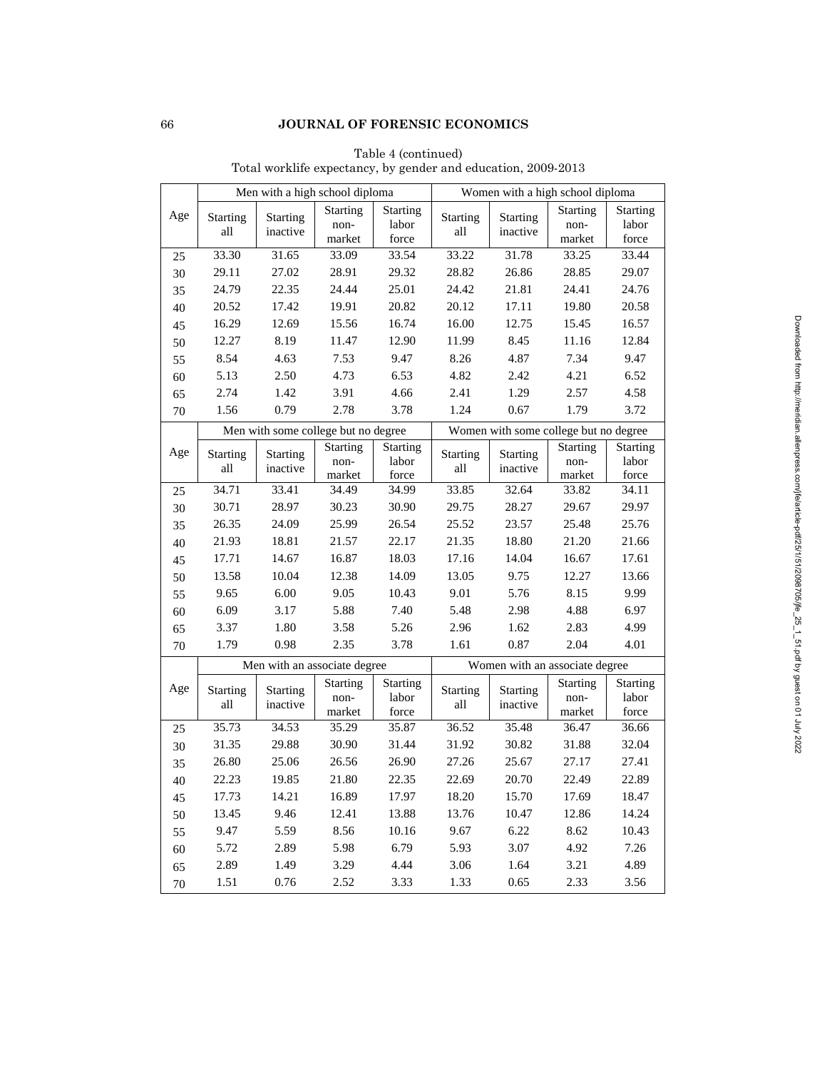Table 4 (continued)
Total worklife expectancy, by gender and education, 2009-2013

| Age | Men with a high school diploma | | | | Women with a high school diploma | | | |
|---|---|---|---|---|---|---|---|---|
| | Starting all | Starting inactive | Starting non-market | Starting labor force | Starting all | Starting inactive | Starting non-market | Starting labor force |
| 25 | 33.30 | 31.65 | 33.09 | 33.54 | 33.22 | 31.78 | 33.25 | 33.44 |
| 30 | 29.11 | 27.02 | 28.91 | 29.32 | 28.82 | 26.86 | 28.85 | 29.07 |
| 35 | 24.79 | 22.35 | 24.44 | 25.01 | 24.42 | 21.81 | 24.41 | 24.76 |
| 40 | 20.52 | 17.42 | 19.91 | 20.82 | 20.12 | 17.11 | 19.80 | 20.58 |
| 45 | 16.29 | 12.69 | 15.56 | 16.74 | 16.00 | 12.75 | 15.45 | 16.57 |
| 50 | 12.27 | 8.19 | 11.47 | 12.90 | 11.99 | 8.45 | 11.16 | 12.84 |
| 55 | 8.54 | 4.63 | 7.53 | 9.47 | 8.26 | 4.87 | 7.34 | 9.47 |
| 60 | 5.13 | 2.50 | 4.73 | 6.53 | 4.82 | 2.42 | 4.21 | 6.52 |
| 65 | 2.74 | 1.42 | 3.91 | 4.66 | 2.41 | 1.29 | 2.57 | 4.58 |
| 70 | 1.56 | 0.79 | 2.78 | 3.78 | 1.24 | 0.67 | 1.79 | 3.72 |
| Age | Men with some college but no degree | | | | Women with some college but no degree | | | |
| | Starting all | Starting inactive | Starting non-market | Starting labor force | Starting all | Starting inactive | Starting non-market | Starting labor force |
| 25 | 34.71 | 33.41 | 34.49 | 34.99 | 33.85 | 32.64 | 33.82 | 34.11 |
| 30 | 30.71 | 28.97 | 30.23 | 30.90 | 29.75 | 28.27 | 29.67 | 29.97 |
| 35 | 26.35 | 24.09 | 25.99 | 26.54 | 25.52 | 23.57 | 25.48 | 25.76 |
| 40 | 21.93 | 18.81 | 21.57 | 22.17 | 21.35 | 18.80 | 21.20 | 21.66 |
| 45 | 17.71 | 14.67 | 16.87 | 18.03 | 17.16 | 14.04 | 16.67 | 17.61 |
| 50 | 13.58 | 10.04 | 12.38 | 14.09 | 13.05 | 9.75 | 12.27 | 13.66 |
| 55 | 9.65 | 6.00 | 9.05 | 10.43 | 9.01 | 5.76 | 8.15 | 9.99 |
| 60 | 6.09 | 3.17 | 5.88 | 7.40 | 5.48 | 2.98 | 4.88 | 6.97 |
| 65 | 3.37 | 1.80 | 3.58 | 5.26 | 2.96 | 1.62 | 2.83 | 4.99 |
| 70 | 1.79 | 0.98 | 2.35 | 3.78 | 1.61 | 0.87 | 2.04 | 4.01 |
| Age | Men with an associate degree | | | | Women with an associate degree | | | |
| | Starting all | Starting inactive | Starting non-market | Starting labor force | Starting all | Starting inactive | Starting non-market | Starting labor force |
| 25 | 35.73 | 34.53 | 35.29 | 35.87 | 36.52 | 35.48 | 36.47 | 36.66 |
| 30 | 31.35 | 29.88 | 30.90 | 31.44 | 31.92 | 30.82 | 31.88 | 32.04 |
| 35 | 26.80 | 25.06 | 26.56 | 26.90 | 27.26 | 25.67 | 27.17 | 27.41 |
| 40 | 22.23 | 19.85 | 21.80 | 22.35 | 22.69 | 20.70 | 22.49 | 22.89 |
| 45 | 17.73 | 14.21 | 16.89 | 17.97 | 18.20 | 15.70 | 17.69 | 18.47 |
| 50 | 13.45 | 9.46 | 12.41 | 13.88 | 13.76 | 10.47 | 12.86 | 14.24 |
| 55 | 9.47 | 5.59 | 8.56 | 10.16 | 9.67 | 6.22 | 8.62 | 10.43 |
| 60 | 5.72 | 2.89 | 5.98 | 6.79 | 5.93 | 3.07 | 4.92 | 7.26 |
| 65 | 2.89 | 1.49 | 3.29 | 4.44 | 3.06 | 1.64 | 3.21 | 4.89 |
| 70 | 1.51 | 0.76 | 2.52 | 3.33 | 1.33 | 0.65 | 2.33 | 3.56 |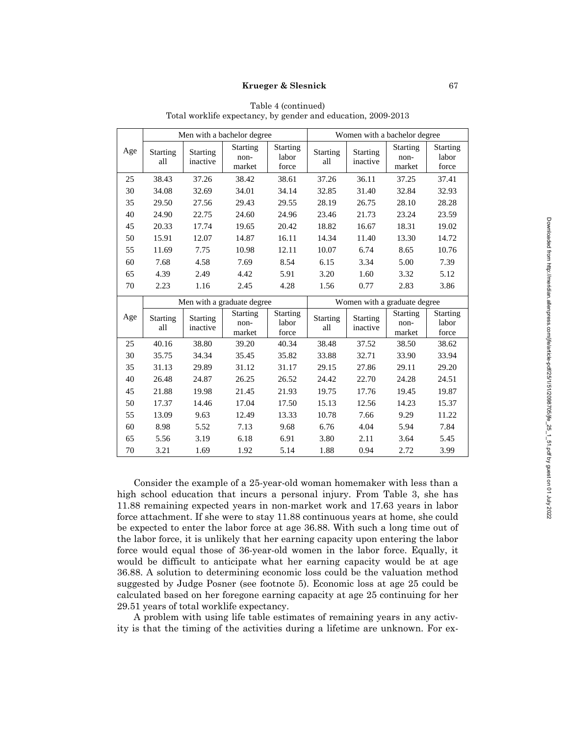Table 4 (continued)
Total worklife expectancy, by gender and education, 2009-2013

| Age | Men with a bachelor degree | | | | Women with a bachelor degree | | | |
|---|---|---|---|---|---|---|---|---|
| | Starting all | Starting inactive | Starting non-market | Starting labor force | Starting all | Starting inactive | Starting non-market | Starting labor force |
| 25 | 38.43 | 37.26 | 38.42 | 38.61 | 37.26 | 36.11 | 37.25 | 37.41 |
| 30 | 34.08 | 32.69 | 34.01 | 34.14 | 32.85 | 31.40 | 32.84 | 32.93 |
| 35 | 29.50 | 27.56 | 29.43 | 29.55 | 28.19 | 26.75 | 28.10 | 28.28 |
| 40 | 24.90 | 22.75 | 24.60 | 24.96 | 23.46 | 21.73 | 23.24 | 23.59 |
| 45 | 20.33 | 17.74 | 19.65 | 20.42 | 18.82 | 16.67 | 18.31 | 19.02 |
| 50 | 15.91 | 12.07 | 14.87 | 16.11 | 14.34 | 11.40 | 13.30 | 14.72 |
| 55 | 11.69 | 7.75 | 10.98 | 12.11 | 10.07 | 6.74 | 8.65 | 10.76 |
| 60 | 7.68 | 4.58 | 7.69 | 8.54 | 6.15 | 3.34 | 5.00 | 7.39 |
| 65 | 4.39 | 2.49 | 4.42 | 5.91 | 3.20 | 1.60 | 3.32 | 5.12 |
| 70 | 2.23 | 1.16 | 2.45 | 4.28 | 1.56 | 0.77 | 2.83 | 3.86 |

| Age | Men with a graduate degree | | | | Women with a graduate degree | | | |
|---|---|---|---|---|---|---|---|---|
| | Starting all | Starting inactive | Starting non-market | Starting labor force | Starting all | Starting inactive | Starting non-market | Starting labor force |
| 25 | 40.16 | 38.80 | 39.20 | 40.34 | 38.48 | 37.52 | 38.50 | 38.62 |
| 30 | 35.75 | 34.34 | 35.45 | 35.82 | 33.88 | 32.71 | 33.90 | 33.94 |
| 35 | 31.13 | 29.89 | 31.12 | 31.17 | 29.15 | 27.86 | 29.11 | 29.20 |
| 40 | 26.48 | 24.87 | 26.25 | 26.52 | 24.42 | 22.70 | 24.28 | 24.51 |
| 45 | 21.88 | 19.98 | 21.45 | 21.93 | 19.75 | 17.76 | 19.45 | 19.87 |
| 50 | 17.37 | 14.46 | 17.04 | 17.50 | 15.13 | 12.56 | 14.23 | 15.37 |
| 55 | 13.09 | 9.63 | 12.49 | 13.33 | 10.78 | 7.66 | 9.29 | 11.22 |
| 60 | 8.98 | 5.52 | 7.13 | 9.68 | 6.76 | 4.04 | 5.94 | 7.84 |
| 65 | 5.56 | 3.19 | 6.18 | 6.91 | 3.80 | 2.11 | 3.64 | 5.45 |
| 70 | 3.21 | 1.69 | 1.92 | 5.14 | 1.88 | 0.94 | 2.72 | 3.99 |

Consider the example of a 25-year-old woman homemaker with less than a high school education that incurs a personal injury. From Table 3, she has 11.88 remaining expected years in non-market work and 17.63 years in labor force attachment. If she were to stay 11.88 continuous years at home, she could be expected to enter the labor force at age 36.88. With such a long time out of the labor force, it is unlikely that her earning capacity upon entering the labor force would equal those of 36-year-old women in the labor force. Equally, it would be difficult to anticipate what her earning capacity would be at age 36.88. A solution to determining economic loss could be the valuation method suggested by Judge Posner (see footnote 5). Economic loss at age 25 could be calculated based on her foregone earning capacity at age 25 continuing for her 29.51 years of total worklife expectancy.

A problem with using life table estimates of remaining years in any activity is that the timing of the activities during a lifetime are unknown. For ex-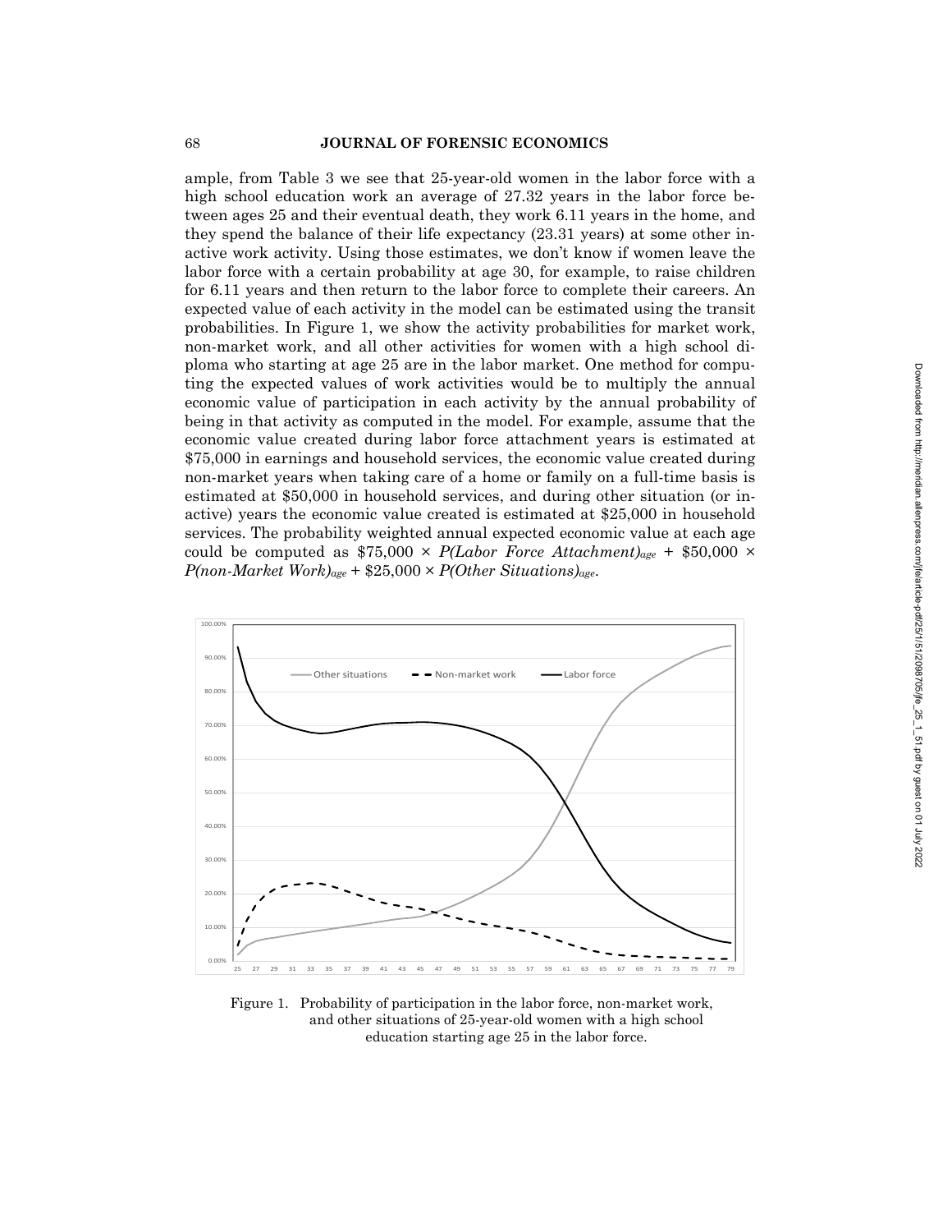ample, from Table 3 we see that 25-year-old women in the labor force with a high school education work an average of 27.32 years in the labor force between ages 25 and their eventual death, they work 6.11 years in the home, and they spend the balance of their life expectancy (23.31 years) at some other inactive work activity. Using those estimates, we don't know if women leave the labor force with a certain probability at age 30, for example, to raise children for 6.11 years and then return to the labor force to complete their careers. An expected value of each activity in the model can be estimated using the transit probabilities. In Figure 1, we show the activity probabilities for market work, non-market work, and all other activities for women with a high school diploma who starting at age 25 are in the labor market. One method for computing the expected values of work activities would be to multiply the annual economic value of participation in each activity by the annual probability of being in that activity as computed in the model. For example, assume that the economic value created during labor force attachment years is estimated at \$75,000 in earnings and household services, the economic value created during non-market years when taking care of a home or family on a full-time basis is estimated at \$50,000 in household services, and during other situation (or inactive) years the economic value created is estimated at \$25,000 in household services. The probability weighted annual expected economic value at each age could be computed as \$75,000 × $P(\text{Labor Force Attachment})_{age}$ + \$50,000 × $P(\text{non-Market Work})_{age}$ + \$25,000 × $P(\text{Other Situations})_{age}$.

100.00%
90.00%
80.00%
70.00%
60.00%
50.00%
40.00%
30.00%
20.00%
10.00%
0.00%

Other situations
Non-market work
Labor force

25 27 29 31 33 35 37 39 41 43 45 47 49 51 53 55 57 59 61 63 65 67 69 71 73 75 77 79

Figure 1. Probability of participation in the labor force, non-market work, and other situations of 25-year-old women with a high school education starting age 25 in the labor force.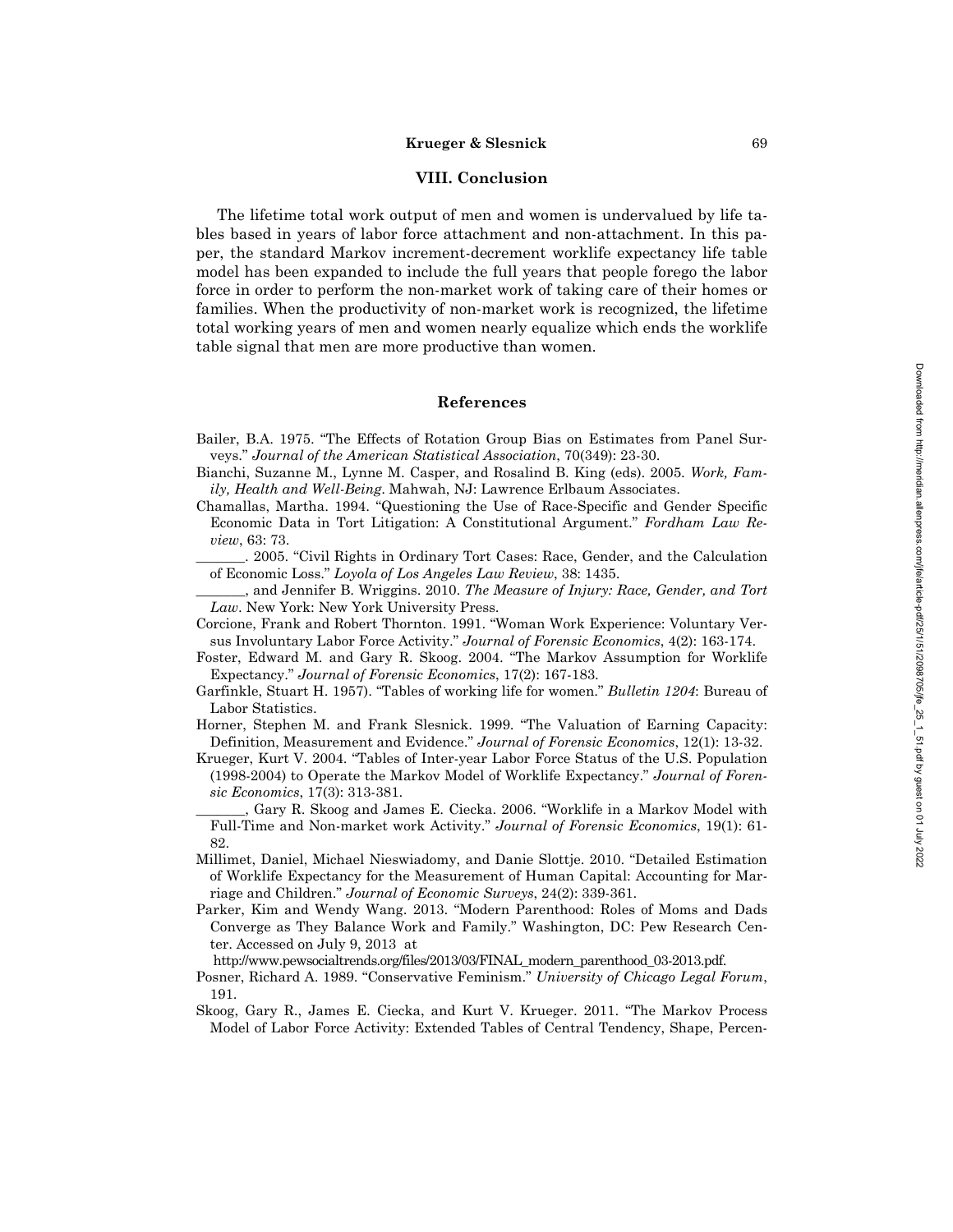## VIII. Conclusion

The lifetime total work output of men and women is undervalued by life tables based in years of labor force attachment and non-attachment. In this paper, the standard Markov increment-decrement worklife expectancy life table model has been expanded to include the full years that people forego the labor force in order to perform the non-market work of taking care of their homes or families. When the productivity of non-market work is recognized, the lifetime total working years of men and women nearly equalize which ends the worklife table signal that men are more productive than women.

## References

Bailer, B.A. 1975. "The Effects of Rotation Group Bias on Estimates from Panel Surveys." *Journal of the American Statistical Association*, 70(349): 23-30.

Bianchi, Suzanne M., Lynne M. Casper, and Rosalind B. King (eds). 2005. *Work, Family, Health and Well-Being*. Mahwah, NJ: Lawrence Erlbaum Associates.

Chamallas, Martha. 1994. "Questioning the Use of Race-Specific and Gender Specific Economic Data in Tort Litigation: A Constitutional Argument." *Fordham Law Review*, 63: 73.

_______. 2005. "Civil Rights in Ordinary Tort Cases: Race, Gender, and the Calculation of Economic Loss." *Loyola of Los Angeles Law Review*, 38: 1435.

_______, and Jennifer B. Wriggins. 2010. *The Measure of Injury: Race, Gender, and Tort Law*. New York: New York University Press.

Corcione, Frank and Robert Thornton. 1991. "Woman Work Experience: Voluntary Versus Involuntary Labor Force Activity." *Journal of Forensic Economics*, 4(2): 163-174.

Foster, Edward M. and Gary R. Skoog. 2004. "The Markov Assumption for Worklife Expectancy." *Journal of Forensic Economics*, 17(2): 167-183.

Garfinkle, Stuart H. 1957). "Tables of working life for women." *Bulletin 1204*: Bureau of Labor Statistics.

Horner, Stephen M. and Frank Slesnick. 1999. "The Valuation of Earning Capacity: Definition, Measurement and Evidence." *Journal of Forensic Economics*, 12(1): 13-32.

Krueger, Kurt V. 2004. "Tables of Inter-year Labor Force Status of the U.S. Population (1998-2004) to Operate the Markov Model of Worklife Expectancy." *Journal of Forensic Economics*, 17(3): 313-381.

_______, Gary R. Skoog and James E. Ciecka. 2006. "Worklife in a Markov Model with Full-Time and Non-market work Activity." *Journal of Forensic Economics*, 19(1): 61-82.

Millimet, Daniel, Michael Nieswiadomy, and Danie Slottje. 2010. "Detailed Estimation of Worklife Expectancy for the Measurement of Human Capital: Accounting for Marriage and Children." *Journal of Economic Surveys*, 24(2): 339-361.

Parker, Kim and Wendy Wang. 2013. "Modern Parenthood: Roles of Moms and Dads Converge as They Balance Work and Family." Washington, DC: Pew Research Center. Accessed on July 9, 2013 at http://www.pewsocialtrends.org/files/2013/03/FINAL_modern_parenthood_03-2013.pdf.

Posner, Richard A. 1989. "Conservative Feminism." *University of Chicago Legal Forum*, 191.

Skoog, Gary R., James E. Ciecka, and Kurt V. Krueger. 2011. "The Markov Process Model of Labor Force Activity: Extended Tables of Central Tendency, Shape, Percen-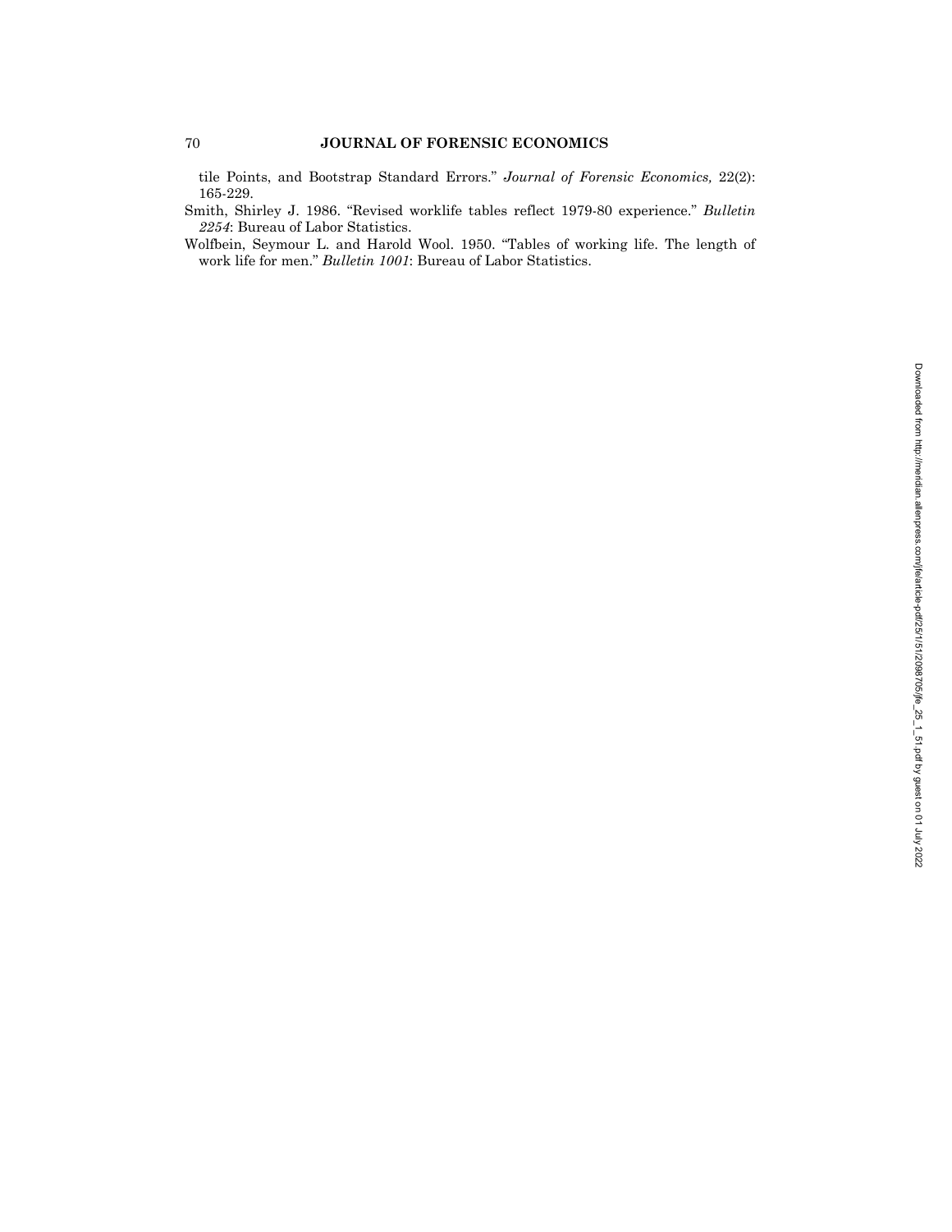tile Points, and Bootstrap Standard Errors." *Journal of Forensic Economics,* 22(2): 165-229.

Smith, Shirley J. 1986. "Revised worklife tables reflect 1979-80 experience." *Bulletin 2254*: Bureau of Labor Statistics.

Wolfbein, Seymour L. and Harold Wool. 1950. "Tables of working life. The length of work life for men." *Bulletin 1001*: Bureau of Labor Statistics.